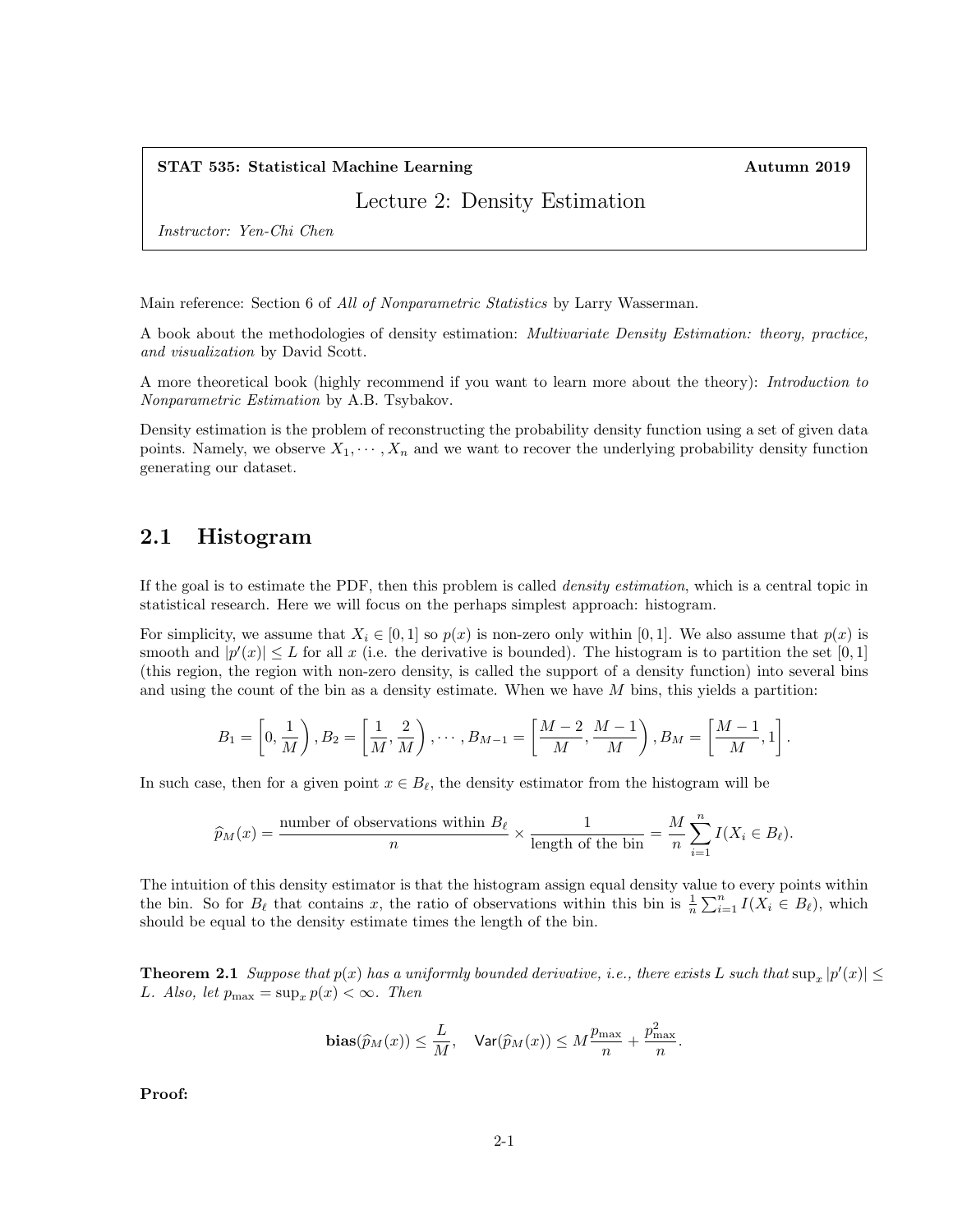**STAT 535: Statistical Machine Learning** **Autumn 2019**

# Lecture 2: Density Estimation

*Instructor: Yen-Chi Chen*

Main reference: Section 6 of *All of Nonparametric Statistics* by Larry Wasserman.

A book about the methodologies of density estimation: *Multivariate Density Estimation: theory, practice, and visualization* by David Scott.

A more theoretical book (highly recommend if you want to learn more about the theory): *Introduction to Nonparametric Estimation* by A.B. Tsybakov.

Density estimation is the problem of reconstructing the probability density function using a set of given data points. Namely, we observe $X_1, \cdots, X_n$ and we want to recover the underlying probability density function generating our dataset.

## 2.1 Histogram

If the goal is to estimate the PDF, then this problem is called *density estimation*, which is a central topic in statistical research. Here we will focus on the perhaps simplest approach: histogram.

For simplicity, we assume that $X_i \in [0, 1]$ so $p(x)$ is non-zero only within $[0, 1]$. We also assume that $p(x)$ is smooth and $|p'(x)| \leq L$ for all $x$ (i.e. the derivative is bounded). The histogram is to partition the set $[0, 1]$ (this region, the region with non-zero density, is called the support of a density function) into several bins and using the count of the bin as a density estimate. When we have $M$ bins, this yields a partition:

$$B_1 = \left[0, \frac{1}{M}\right), B_2 = \left[\frac{1}{M}, \frac{2}{M}\right), \cdots, B_{M-1} = \left[\frac{M-2}{M}, \frac{M-1}{M}\right), B_M = \left[\frac{M-1}{M}, 1\right].$$

In such case, then for a given point $x \in B_\ell$, the density estimator from the histogram will be

$$\widehat{p}_M(x) = \frac{\text{number of observations within } B_\ell}{n} \times \frac{1}{\text{length of the bin}} = \frac{M}{n} \sum_{i=1}^{n} I(X_i \in B_\ell).$$

The intuition of this density estimator is that the histogram assign equal density value to every points within the bin. So for $B_\ell$ that contains $x$, the ratio of observations within this bin is $\frac{1}{n}\sum_{i=1}^{n} I(X_i \in B_\ell)$, which should be equal to the density estimate times the length of the bin.

**Theorem 2.1** *Suppose that $p(x)$ has a uniformly bounded derivative, i.e., there exists $L$ such that $\sup_x |p'(x)| \leq L$. Also, let $p_{\max} = \sup_x p(x) < \infty$. Then*

$$\mathbf{bias}(\widehat{p}_M(x)) \leq \frac{L}{M}, \quad \mathsf{Var}(\widehat{p}_M(x)) \leq M\frac{p_{\max}}{n} + \frac{p_{\max}^2}{n}.$$

**Proof:**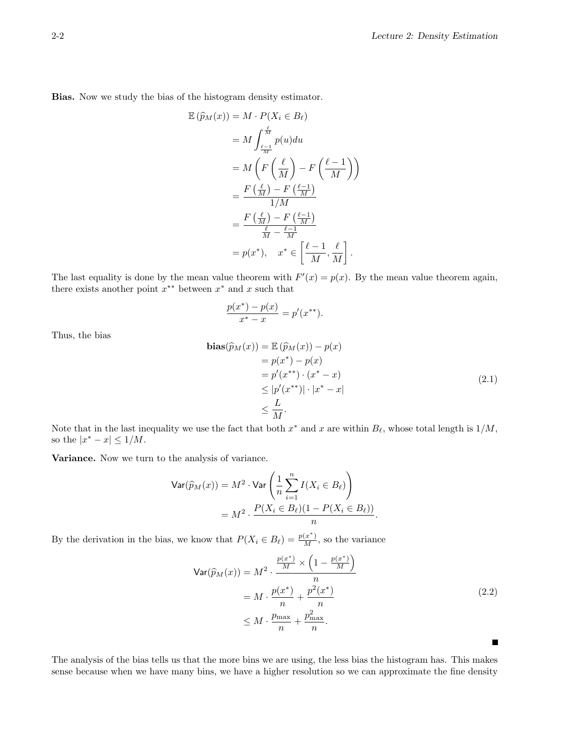**Bias.** Now we study the bias of the histogram density estimator.

$$
\begin{aligned}
\mathbb{E}\left(\widehat{p}_M(x)\right) &= M \cdot P(X_i \in B_\ell) \\
&= M \int_{\frac{\ell-1}{M}}^{\frac{\ell}{M}} p(u)du \\
&= M \left( F\left(\frac{\ell}{M}\right) - F\left(\frac{\ell-1}{M}\right)\right) \\
&= \frac{F\left(\frac{\ell}{M}\right) - F\left(\frac{\ell-1}{M}\right)}{1/M} \\
&= \frac{F\left(\frac{\ell}{M}\right) - F\left(\frac{\ell-1}{M}\right)}{\frac{\ell}{M} - \frac{\ell-1}{M}} \\
&= p(x^*), \quad x^* \in \left[\frac{\ell-1}{M}, \frac{\ell}{M}\right].
\end{aligned}
$$

The last equality is done by the mean value theorem with $F'(x) = p(x)$. By the mean value theorem again, there exists another point $x^{**}$ between $x^*$ and $x$ such that

$$
\frac{p(x^*) - p(x)}{x^* - x} = p'(x^{**}).
$$

Thus, the bias

$$
\begin{aligned}
\mathbf{bias}(\widehat{p}_M(x)) &= \mathbb{E}\left(\widehat{p}_M(x)\right) - p(x) \\
&= p(x^*) - p(x) \\
&= p'(x^{**}) \cdot (x^* - x) \\
&\leq |p'(x^{**})| \cdot |x^* - x| \\
&\leq \frac{L}{M}.
\end{aligned}
\tag{2.1}
$$

Note that in the last inequality we use the fact that both $x^*$ and $x$ are within $B_\ell$, whose total length is $1/M$, so the $|x^* - x| \leq 1/M$.

**Variance.** Now we turn to the analysis of variance.

$$
\begin{aligned}
\mathsf{Var}(\widehat{p}_M(x)) &= M^2 \cdot \mathsf{Var}\left(\frac{1}{n}\sum_{i=1}^n I(X_i \in B_\ell)\right) \\
&= M^2 \cdot \frac{P(X_i \in B_\ell)(1 - P(X_i \in B_\ell))}{n}.
\end{aligned}
$$

By the derivation in the bias, we know that $P(X_i \in B_\ell) = \frac{p(x^*)}{M}$, so the variance

$$
\begin{aligned}
\mathsf{Var}(\widehat{p}_M(x)) &= M^2 \cdot \frac{\frac{p(x^*)}{M} \times \left(1 - \frac{p(x^*)}{M}\right)}{n} \\
&= M \cdot \frac{p(x^*)}{n} + \frac{p^2(x^*)}{n} \\
&\leq M \cdot \frac{p_{\max}}{n} + \frac{p^2_{\max}}{n}.
\end{aligned}
\tag{2.2}
$$

■

The analysis of the bias tells us that the more bins we are using, the less bias the histogram has. This makes sense because when we have many bins, we have a higher resolution so we can approximate the fine density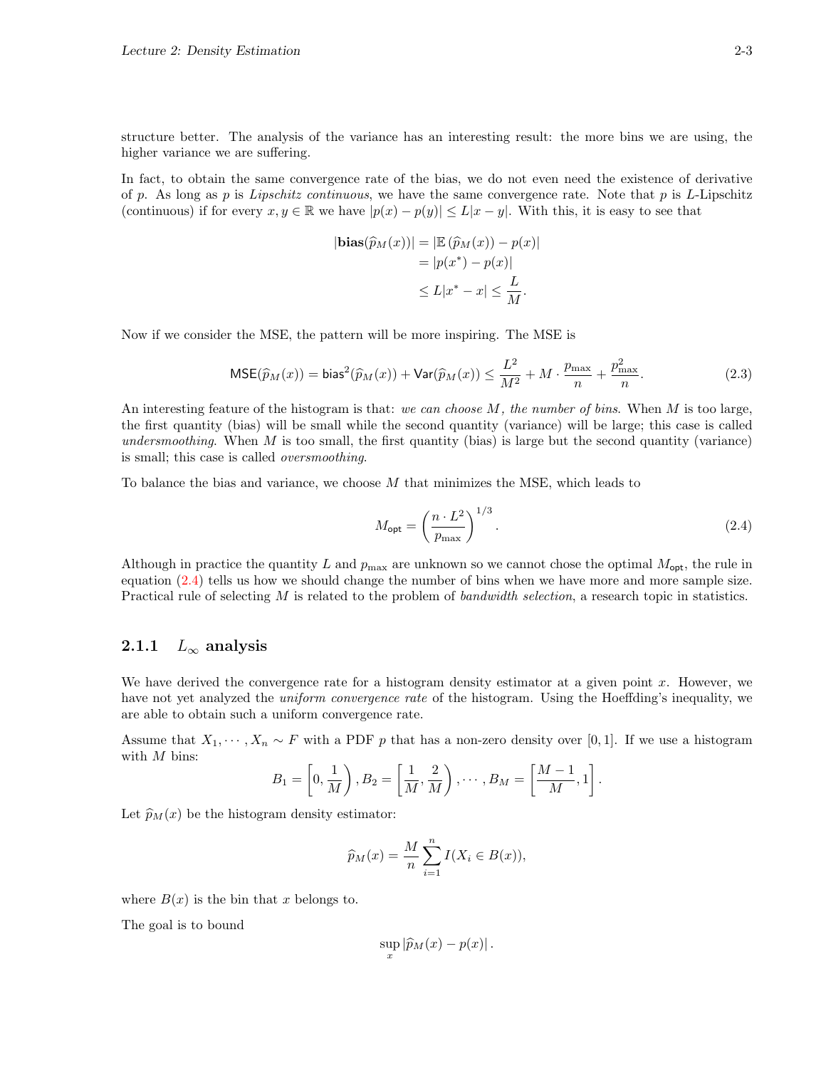structure better. The analysis of the variance has an interesting result: the more bins we are using, the higher variance we are suffering.

In fact, to obtain the same convergence rate of the bias, we do not even need the existence of derivative of $p$. As long as $p$ is *Lipschitz continuous*, we have the same convergence rate. Note that $p$ is $L$-Lipschitz (continuous) if for every $x, y \in \mathbb{R}$ we have $|p(x) - p(y)| \leq L|x - y|$. With this, it is easy to see that

$$
\begin{aligned}
|\mathbf{bias}(\widehat{p}_M(x))| &= |\mathbb{E}\left(\widehat{p}_M(x)\right) - p(x)| \\
&= |p(x^*) - p(x)| \\
&\leq L|x^* - x| \leq \frac{L}{M}.
\end{aligned}
$$

Now if we consider the MSE, the pattern will be more inspiring. The MSE is

$$
\mathsf{MSE}(\widehat{p}_M(x)) = \mathsf{bias}^2(\widehat{p}_M(x)) + \mathsf{Var}(\widehat{p}_M(x)) \leq \frac{L^2}{M^2} + M \cdot \frac{p_{\max}}{n} + \frac{p_{\max}^2}{n}. \tag{2.3}
$$

An interesting feature of the histogram is that: *we can choose $M$, the number of bins*. When $M$ is too large, the first quantity (bias) will be small while the second quantity (variance) will be large; this case is called *undersmoothing*. When $M$ is too small, the first quantity (bias) is large but the second quantity (variance) is small; this case is called *oversmoothing*.

To balance the bias and variance, we choose $M$ that minimizes the MSE, which leads to

$$
M_{\mathsf{opt}} = \left(\frac{n \cdot L^2}{p_{\max}}\right)^{1/3}. \tag{2.4}
$$

Although in practice the quantity $L$ and $p_{\max}$ are unknown so we cannot chose the optimal $M_{\mathsf{opt}}$, the rule in equation (2.4) tells us how we should change the number of bins when we have more and more sample size. Practical rule of selecting $M$ is related to the problem of *bandwidth selection*, a research topic in statistics.

### 2.1.1 $L_\infty$ analysis

We have derived the convergence rate for a histogram density estimator at a given point $x$. However, we have not yet analyzed the *uniform convergence rate* of the histogram. Using the Hoeffding's inequality, we are able to obtain such a uniform convergence rate.

Assume that $X_1, \cdots, X_n \sim F$ with a PDF $p$ that has a non-zero density over $[0, 1]$. If we use a histogram with $M$ bins:

$$
B_1 = \left[0, \frac{1}{M}\right), B_2 = \left[\frac{1}{M}, \frac{2}{M}\right), \cdots, B_M = \left[\frac{M-1}{M}, 1\right].
$$

Let $\widehat{p}_M(x)$ be the histogram density estimator:

$$
\widehat{p}_M(x) = \frac{M}{n} \sum_{i=1}^{n} I(X_i \in B(x)),
$$

where $B(x)$ is the bin that $x$ belongs to.

The goal is to bound

$$
\sup_x |\widehat{p}_M(x) - p(x)|.
$$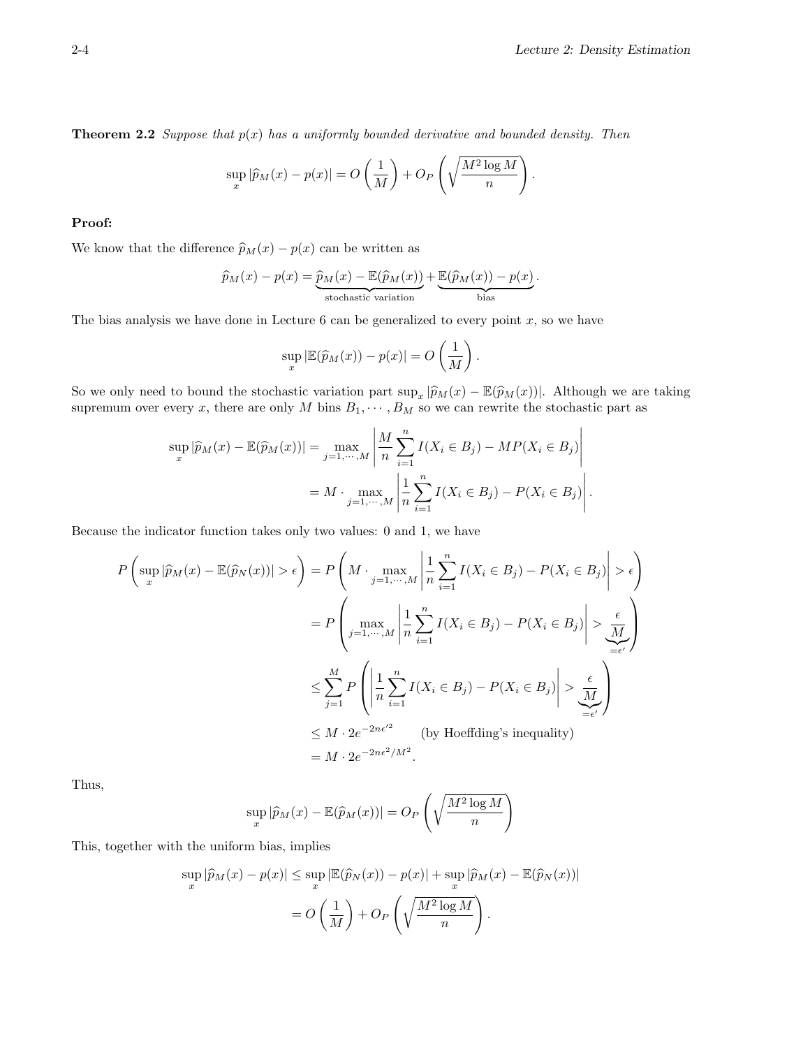**Theorem 2.2** *Suppose that $p(x)$ has a uniformly bounded derivative and bounded density. Then*

$$\sup_x |\widehat{p}_M(x) - p(x)| = O\left(\frac{1}{M}\right) + O_P\left(\sqrt{\frac{M^2 \log M}{n}}\right).$$

**Proof:**

We know that the difference $\widehat{p}_M(x) - p(x)$ can be written as

$$\widehat{p}_M(x) - p(x) = \underbrace{\widehat{p}_M(x) - \mathbb{E}(\widehat{p}_M(x))}_{\text{stochastic variation}} + \underbrace{\mathbb{E}(\widehat{p}_M(x)) - p(x)}_{\text{bias}}.$$

The bias analysis we have done in Lecture 6 can be generalized to every point $x$, so we have

$$\sup_x |\mathbb{E}(\widehat{p}_M(x)) - p(x)| = O\left(\frac{1}{M}\right).$$

So we only need to bound the stochastic variation part $\sup_x |\widehat{p}_M(x) - \mathbb{E}(\widehat{p}_M(x))|$. Although we are taking supremum over every $x$, there are only $M$ bins $B_1, \cdots, B_M$ so we can rewrite the stochastic part as

$$\begin{aligned}
\sup_x |\widehat{p}_M(x) - \mathbb{E}(\widehat{p}_M(x))| &= \max_{j=1,\cdots,M} \left| \frac{M}{n} \sum_{i=1}^n I(X_i \in B_j) - MP(X_i \in B_j) \right| \\
&= M \cdot \max_{j=1,\cdots,M} \left| \frac{1}{n} \sum_{i=1}^n I(X_i \in B_j) - P(X_i \in B_j) \right|.
\end{aligned}$$

Because the indicator function takes only two values: 0 and 1, we have

$$\begin{aligned}
P\left(\sup_x |\widehat{p}_M(x) - \mathbb{E}(\widehat{p}_N(x))| > \epsilon\right) &= P\left(M \cdot \max_{j=1,\cdots,M} \left| \frac{1}{n} \sum_{i=1}^n I(X_i \in B_j) - P(X_i \in B_j) \right| > \epsilon\right) \\
&= P\left(\max_{j=1,\cdots,M} \left| \frac{1}{n} \sum_{i=1}^n I(X_i \in B_j) - P(X_i \in B_j) \right| > \underbrace{\frac{\epsilon}{M}}_{=\epsilon'}\right) \\
&\leq \sum_{j=1}^M P\left(\left| \frac{1}{n} \sum_{i=1}^n I(X_i \in B_j) - P(X_i \in B_j) \right| > \underbrace{\frac{\epsilon}{M}}_{=\epsilon'}\right) \\
&\leq M \cdot 2e^{-2n\epsilon'^2} \qquad \text{(by Hoeffding's inequality)} \\
&= M \cdot 2e^{-2n\epsilon^2/M^2}.
\end{aligned}$$

Thus,

$$\sup_x |\widehat{p}_M(x) - \mathbb{E}(\widehat{p}_M(x))| = O_P\left(\sqrt{\frac{M^2 \log M}{n}}\right)$$

This, together with the uniform bias, implies

$$\begin{aligned}
\sup_x |\widehat{p}_M(x) - p(x)| &\leq \sup_x |\mathbb{E}(\widehat{p}_N(x)) - p(x)| + \sup_x |\widehat{p}_M(x) - \mathbb{E}(\widehat{p}_N(x))| \\
&= O\left(\frac{1}{M}\right) + O_P\left(\sqrt{\frac{M^2 \log M}{n}}\right).
\end{aligned}$$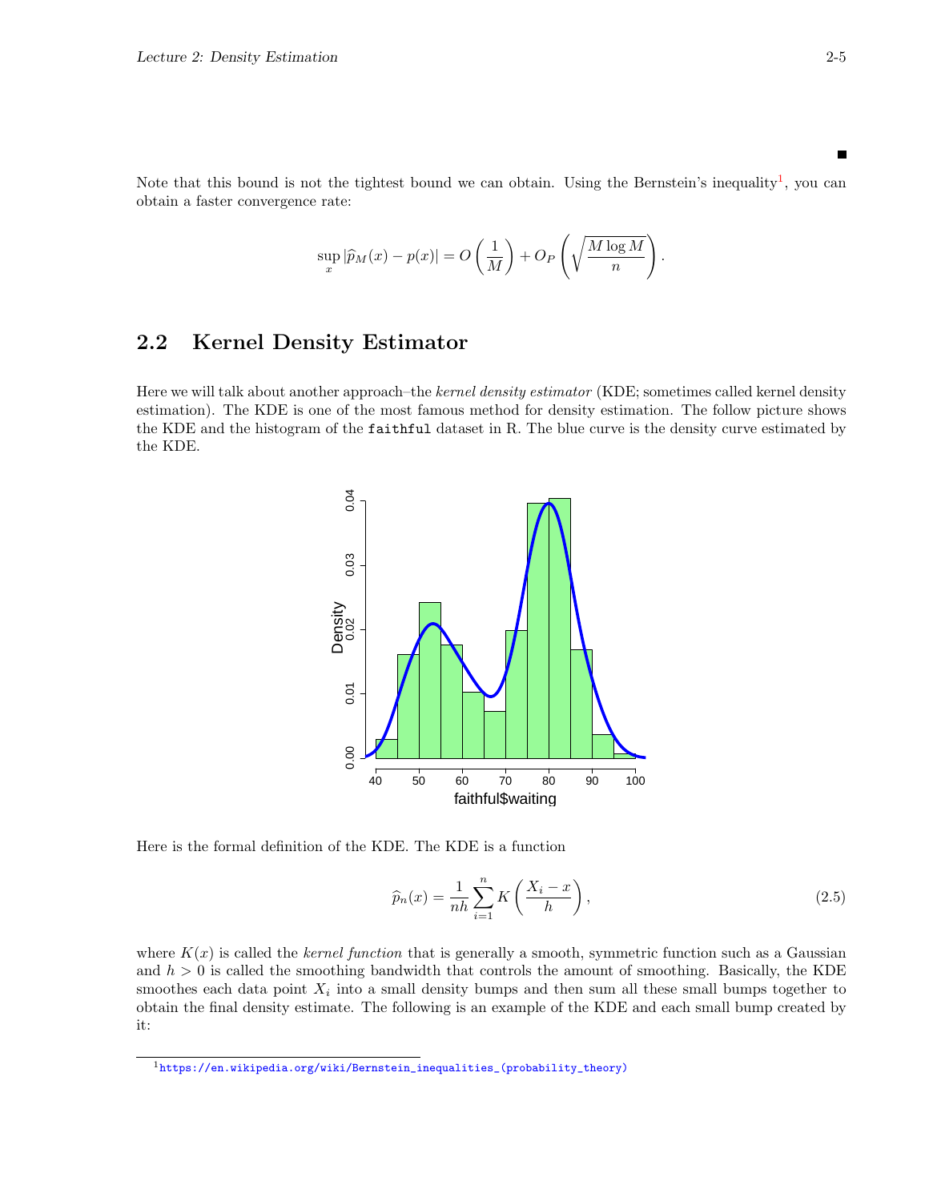■

Note that this bound is not the tightest bound we can obtain. Using the Bernstein's inequality[1], you can obtain a faster convergence rate:

$$\sup_x |\widehat{p}_M(x) - p(x)| = O\left(\frac{1}{M}\right) + O_P\left(\sqrt{\frac{M \log M}{n}}\right).$$

## 2.2 Kernel Density Estimator

Here we will talk about another approach–the *kernel density estimator* (KDE; sometimes called kernel density estimation). The KDE is one of the most famous method for density estimation. The follow picture shows the KDE and the histogram of the `faithful` dataset in R. The blue curve is the density curve estimated by the KDE.

Here is the formal definition of the KDE. The KDE is a function

$$\widehat{p}_n(x) = \frac{1}{nh}\sum_{i=1}^{n} K\left(\frac{X_i - x}{h}\right), \tag{2.5}$$

where $K(x)$ is called the *kernel function* that is generally a smooth, symmetric function such as a Gaussian and $h > 0$ is called the smoothing bandwidth that controls the amount of smoothing. Basically, the KDE smoothes each data point $X_i$ into a small density bumps and then sum all these small bumps together to obtain the final density estimate. The following is an example of the KDE and each small bump created by it:

[1] https://en.wikipedia.org/wiki/Bernstein_inequalities_(probability_theory)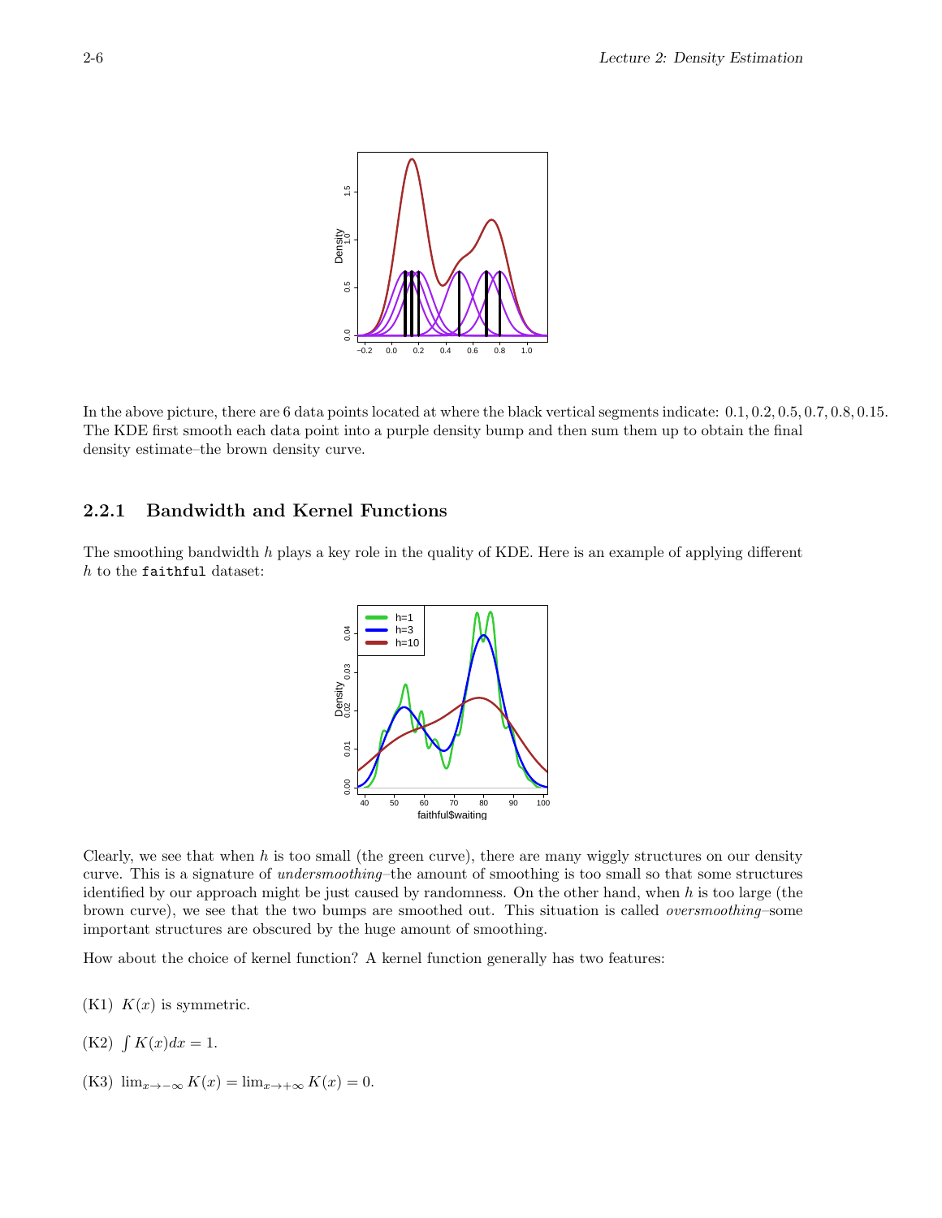In the above picture, there are 6 data points located at where the black vertical segments indicate: 0.1, 0.2, 0.5, 0.7, 0.8, 0.15. The KDE first smooth each data point into a purple density bump and then sum them up to obtain the final density estimate–the brown density curve.

### 2.2.1 Bandwidth and Kernel Functions

The smoothing bandwidth $h$ plays a key role in the quality of KDE. Here is an example of applying different $h$ to the `faithful` dataset:

Clearly, we see that when $h$ is too small (the green curve), there are many wiggly structures on our density curve. This is a signature of *undersmoothing*–the amount of smoothing is too small so that some structures identified by our approach might be just caused by randomness. On the other hand, when $h$ is too large (the brown curve), we see that the two bumps are smoothed out. This situation is called *oversmoothing*–some important structures are obscured by the huge amount of smoothing.

How about the choice of kernel function? A kernel function generally has two features:

(K1) $K(x)$ is symmetric.

(K2) $\int K(x)dx = 1$.

(K3) $\lim_{x\to-\infty} K(x) = \lim_{x\to+\infty} K(x) = 0$.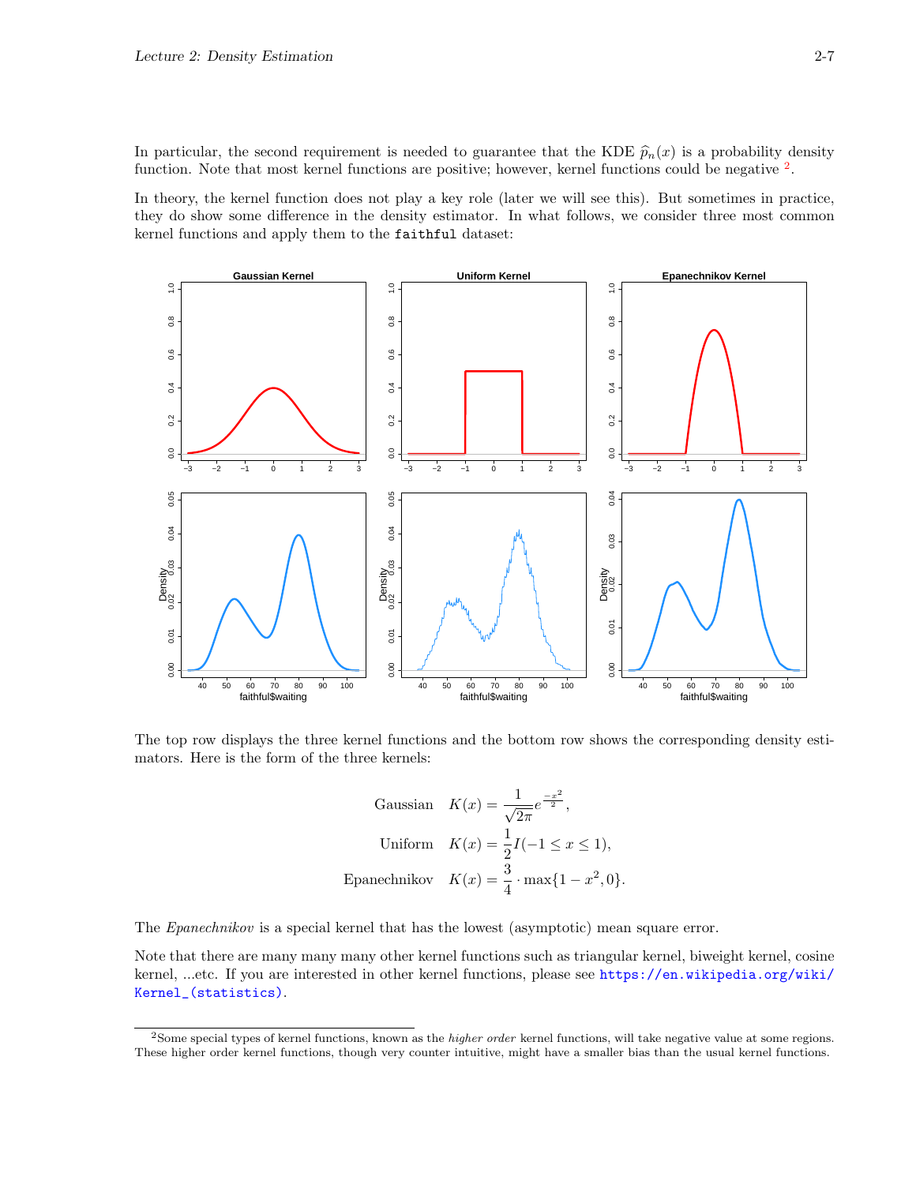In particular, the second requirement is needed to guarantee that the KDE $\widehat{p}_n(x)$ is a probability density function. Note that most kernel functions are positive; however, kernel functions could be negative [2].

In theory, the kernel function does not play a key role (later we will see this). But sometimes in practice, they do show some difference in the density estimator. In what follows, we consider three most common kernel functions and apply them to the `faithful` dataset:

The top row displays the three kernel functions and the bottom row shows the corresponding density estimators. Here is the form of the three kernels:

$$\begin{aligned}
\text{Gaussian} \quad K(x) &= \frac{1}{\sqrt{2\pi}} e^{\frac{-x^2}{2}}, \\
\text{Uniform} \quad K(x) &= \frac{1}{2} I(-1 \leq x \leq 1), \\
\text{Epanechnikov} \quad K(x) &= \frac{3}{4} \cdot \max\{1 - x^2, 0\}.
\end{aligned}$$

The *Epanechnikov* is a special kernel that has the lowest (asymptotic) mean square error.

Note that there are many many many other kernel functions such as triangular kernel, biweight kernel, cosine kernel, ...etc. If you are interested in other kernel functions, please see https://en.wikipedia.org/wiki/Kernel_(statistics).

---

[2] Some special types of kernel functions, known as the *higher order* kernel functions, will take negative value at some regions. These higher order kernel functions, though very counter intuitive, might have a smaller bias than the usual kernel functions.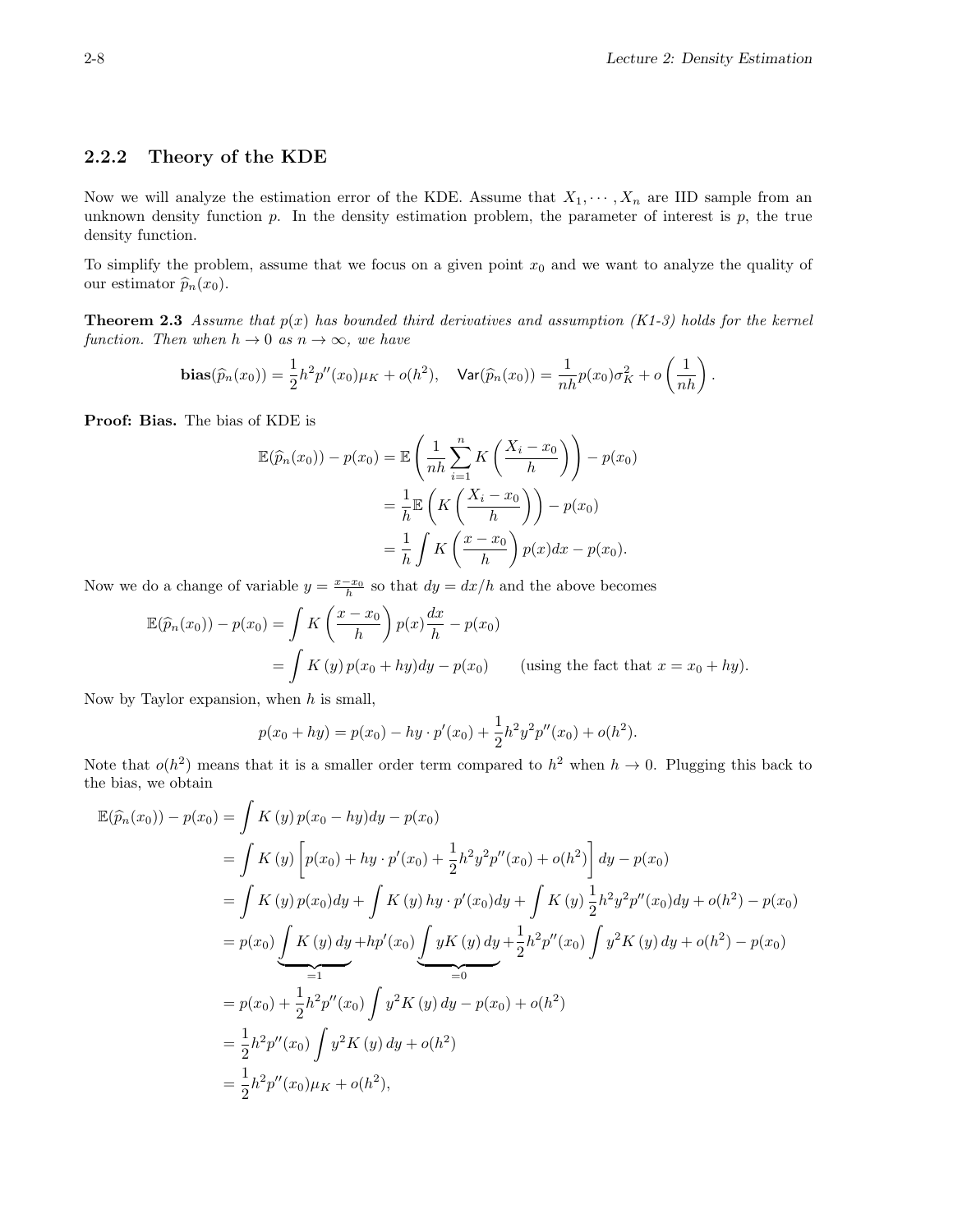### 2.2.2 Theory of the KDE

Now we will analyze the estimation error of the KDE. Assume that $X_1, \cdots, X_n$ are IID sample from an unknown density function $p$. In the density estimation problem, the parameter of interest is $p$, the true density function.

To simplify the problem, assume that we focus on a given point $x_0$ and we want to analyze the quality of our estimator $\widehat{p}_n(x_0)$.

**Theorem 2.3** *Assume that $p(x)$ has bounded third derivatives and assumption (K1-3) holds for the kernel function. Then when $h \to 0$ as $n \to \infty$, we have*

$$\mathbf{bias}(\widehat{p}_n(x_0)) = \frac{1}{2}h^2 p''(x_0)\mu_K + o(h^2), \quad \mathsf{Var}(\widehat{p}_n(x_0)) = \frac{1}{nh}p(x_0)\sigma_K^2 + o\left(\frac{1}{nh}\right).$$

**Proof: Bias.** The bias of KDE is

$$\begin{aligned}
\mathbb{E}(\widehat{p}_n(x_0)) - p(x_0) &= \mathbb{E}\left(\frac{1}{nh}\sum_{i=1}^n K\left(\frac{X_i - x_0}{h}\right)\right) - p(x_0)\\
&= \frac{1}{h}\mathbb{E}\left(K\left(\frac{X_i - x_0}{h}\right)\right) - p(x_0)\\
&= \frac{1}{h}\int K\left(\frac{x - x_0}{h}\right)p(x)dx - p(x_0).
\end{aligned}$$

Now we do a change of variable $y = \frac{x - x_0}{h}$ so that $dy = dx/h$ and the above becomes

$$\begin{aligned}
\mathbb{E}(\widehat{p}_n(x_0)) - p(x_0) &= \int K\left(\frac{x - x_0}{h}\right)p(x)\frac{dx}{h} - p(x_0)\\
&= \int K(y)\,p(x_0 + hy)dy - p(x_0) \qquad \text{(using the fact that } x = x_0 + hy).
\end{aligned}$$

Now by Taylor expansion, when $h$ is small,

$$p(x_0 + hy) = p(x_0) - hy\cdot p'(x_0) + \frac{1}{2}h^2y^2p''(x_0) + o(h^2).$$

Note that $o(h^2)$ means that it is a smaller order term compared to $h^2$ when $h \to 0$. Plugging this back to the bias, we obtain

$$\begin{aligned}
\mathbb{E}(\widehat{p}_n(x_0)) - p(x_0) &= \int K(y)\,p(x_0 - hy)dy - p(x_0)\\
&= \int K(y)\left[p(x_0) + hy\cdot p'(x_0) + \frac{1}{2}h^2y^2p''(x_0) + o(h^2)\right]dy - p(x_0)\\
&= \int K(y)\,p(x_0)dy + \int K(y)\,hy\cdot p'(x_0)dy + \int K(y)\,\frac{1}{2}h^2y^2p''(x_0)dy + o(h^2) - p(x_0)\\
&= p(x_0)\underbrace{\int K(y)\,dy}_{=1} + hp'(x_0)\underbrace{\int yK(y)\,dy}_{=0} + \frac{1}{2}h^2p''(x_0)\int y^2K(y)\,dy + o(h^2) - p(x_0)\\
&= p(x_0) + \frac{1}{2}h^2p''(x_0)\int y^2K(y)\,dy - p(x_0) + o(h^2)\\
&= \frac{1}{2}h^2p''(x_0)\int y^2K(y)\,dy + o(h^2)\\
&= \frac{1}{2}h^2p''(x_0)\mu_K + o(h^2),
\end{aligned}$$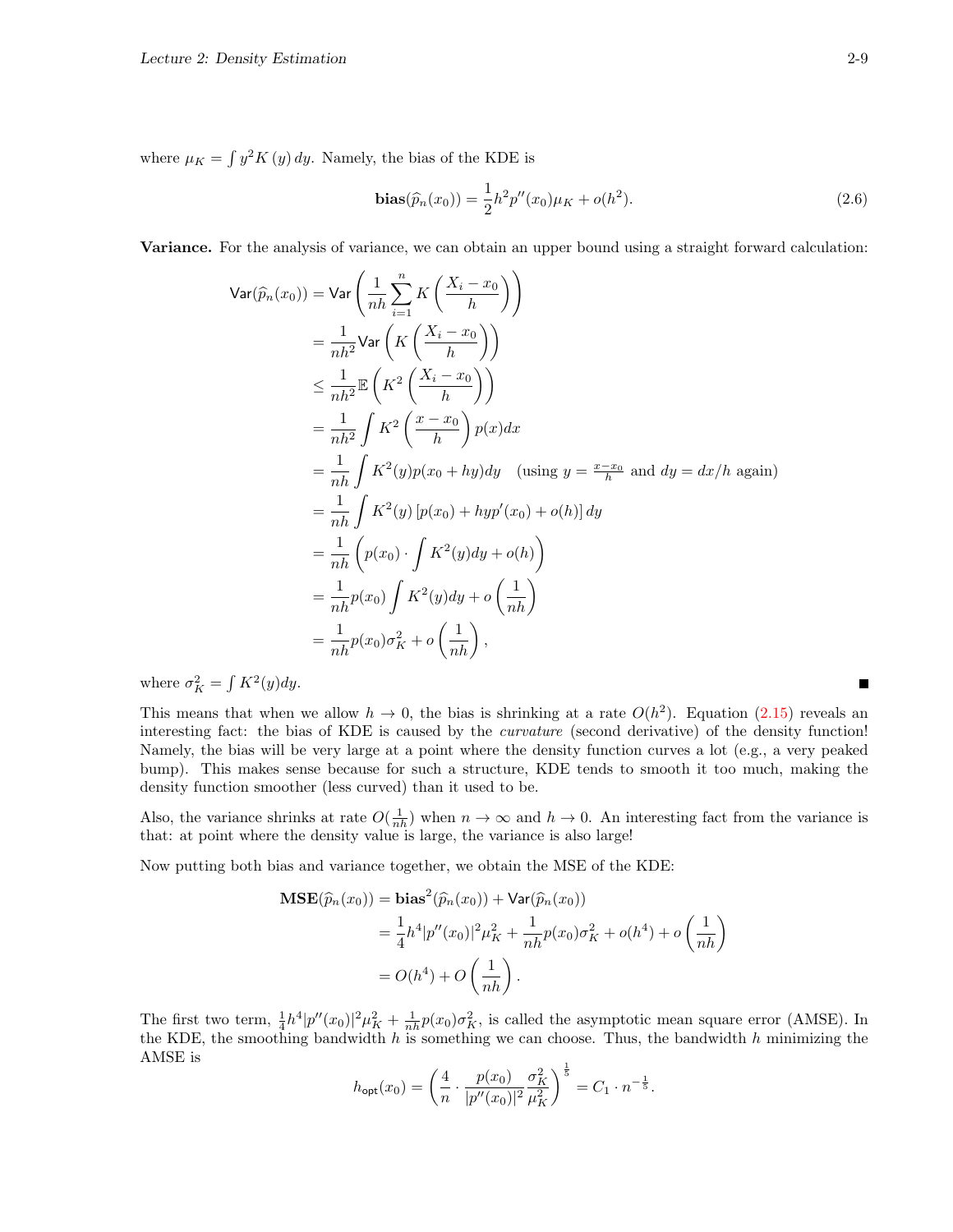where $\mu_K = \int y^2 K(y)\, dy$. Namely, the bias of the KDE is

$$\mathbf{bias}(\widehat{p}_n(x_0)) = \frac{1}{2} h^2 p''(x_0)\mu_K + o(h^2). \tag{2.6}$$

**Variance.** For the analysis of variance, we can obtain an upper bound using a straight forward calculation:

$$\begin{aligned}
\mathsf{Var}(\widehat{p}_n(x_0)) &= \mathsf{Var}\left(\frac{1}{nh}\sum_{i=1}^n K\left(\frac{X_i - x_0}{h}\right)\right) \\
&= \frac{1}{nh^2}\mathsf{Var}\left(K\left(\frac{X_i - x_0}{h}\right)\right) \\
&\leq \frac{1}{nh^2}\mathbb{E}\left(K^2\left(\frac{X_i - x_0}{h}\right)\right) \\
&= \frac{1}{nh^2}\int K^2\left(\frac{x - x_0}{h}\right)p(x)dx \\
&= \frac{1}{nh}\int K^2(y)p(x_0 + hy)dy \quad (\text{using } y = \tfrac{x - x_0}{h} \text{ and } dy = dx/h \text{ again}) \\
&= \frac{1}{nh}\int K^2(y)\left[p(x_0) + hyp'(x_0) + o(h)\right]dy \\
&= \frac{1}{nh}\left(p(x_0)\cdot\int K^2(y)dy + o(h)\right) \\
&= \frac{1}{nh}p(x_0)\int K^2(y)dy + o\left(\frac{1}{nh}\right) \\
&= \frac{1}{nh}p(x_0)\sigma_K^2 + o\left(\frac{1}{nh}\right),
\end{aligned}$$

where $\sigma_K^2 = \int K^2(y)dy$. ■

This means that when we allow $h \to 0$, the bias is shrinking at a rate $O(h^2)$. Equation (2.15) reveals an interesting fact: the bias of KDE is caused by the *curvature* (second derivative) of the density function! Namely, the bias will be very large at a point where the density function curves a lot (e.g., a very peaked bump). This makes sense because for such a structure, KDE tends to smooth it too much, making the density function smoother (less curved) than it used to be.

Also, the variance shrinks at rate $O(\frac{1}{nh})$ when $n \to \infty$ and $h \to 0$. An interesting fact from the variance is that: at point where the density value is large, the variance is also large!

Now putting both bias and variance together, we obtain the MSE of the KDE:

$$\begin{aligned}
\mathbf{MSE}(\widehat{p}_n(x_0)) &= \mathbf{bias}^2(\widehat{p}_n(x_0)) + \mathsf{Var}(\widehat{p}_n(x_0)) \\
&= \frac{1}{4}h^4|p''(x_0)|^2\mu_K^2 + \frac{1}{nh}p(x_0)\sigma_K^2 + o(h^4) + o\left(\frac{1}{nh}\right) \\
&= O(h^4) + O\left(\frac{1}{nh}\right).
\end{aligned}$$

The first two term, $\frac{1}{4}h^4|p''(x_0)|^2\mu_K^2 + \frac{1}{nh}p(x_0)\sigma_K^2$, is called the asymptotic mean square error (AMSE). In the KDE, the smoothing bandwidth $h$ is something we can choose. Thus, the bandwidth $h$ minimizing the AMSE is

$$h_{\mathsf{opt}}(x_0) = \left(\frac{4}{n}\cdot\frac{p(x_0)}{|p''(x_0)|^2}\frac{\sigma_K^2}{\mu_K^2}\right)^{\frac{1}{5}} = C_1 \cdot n^{-\frac{1}{5}}.$$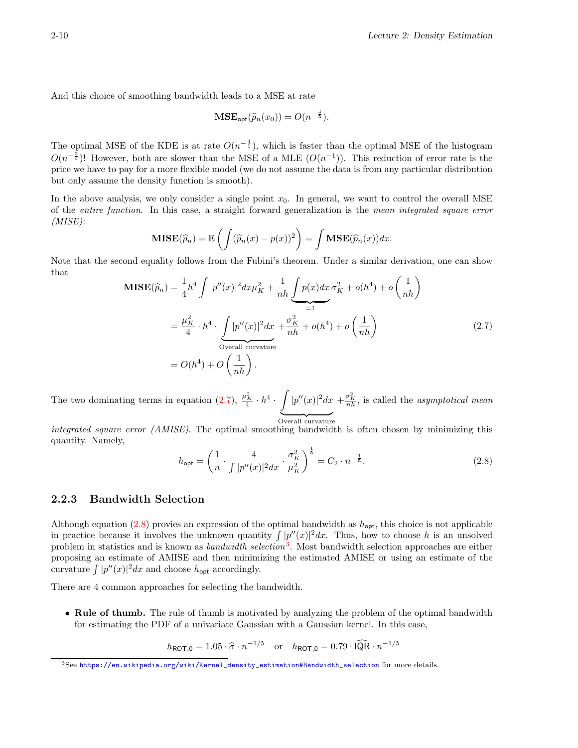And this choice of smoothing bandwidth leads to a MSE at rate

$$\mathbf{MSE}_{\mathsf{opt}}(\widehat{p}_n(x_0)) = O(n^{-\frac{4}{5}}).$$

The optimal MSE of the KDE is at rate $O(n^{-\frac{4}{5}})$, which is faster than the optimal MSE of the histogram $O(n^{-\frac{2}{3}})$! However, both are slower than the MSE of a MLE ($O(n^{-1})$). This reduction of error rate is the price we have to pay for a more flexible model (we do not assume the data is from any particular distribution but only assume the density function is smooth).

In the above analysis, we only consider a single point $x_0$. In general, we want to control the overall MSE of the *entire function*. In this case, a straight forward generalization is the *mean integrated square error (MISE)*:

$$\mathbf{MISE}(\widehat{p}_n) = \mathbb{E}\left(\int (\widehat{p}_n(x) - p(x))^2\right) = \int \mathbf{MSE}(\widehat{p}_n(x))dx.$$

Note that the second equality follows from the Fubini's theorem. Under a similar derivation, one can show that

$$\begin{aligned}
\mathbf{MISE}(\widehat{p}_n) &= \frac{1}{4}h^4 \int |p''(x)|^2 dx \mu_K^2 + \frac{1}{nh}\underbrace{\int p(x)dx}_{=1}\sigma_K^2 + o(h^4) + o\left(\frac{1}{nh}\right) \\
&= \frac{\mu_K^2}{4}\cdot h^4 \cdot \underbrace{\int |p''(x)|^2 dx}_{\text{Overall curvature}} + \frac{\sigma_K^2}{nh} + o(h^4) + o\left(\frac{1}{nh}\right) \qquad (2.7)\\
&= O(h^4) + O\left(\frac{1}{nh}\right).
\end{aligned}$$

The two dominating terms in equation (2.7), $\frac{\mu_K^2}{4}\cdot h^4 \cdot \underbrace{\int |p''(x)|^2 dx}_{\text{Overall curvature}} + \frac{\sigma_K^2}{nh}$, is called the *asymptotical mean integrated square error (AMISE)*. The optimal smoothing bandwidth is often chosen by minimizing this quantity. Namely,

$$h_{\mathsf{opt}} = \left(\frac{1}{n}\cdot\frac{4}{\int |p''(x)|^2 dx}\cdot\frac{\sigma_K^2}{\mu_K^2}\right)^{\frac{1}{5}} = C_2 \cdot n^{-\frac{1}{5}}. \qquad (2.8)$$

### 2.2.3 Bandwidth Selection

Although equation (2.8) provies an expression of the optimal bandwidth as $h_{\mathsf{opt}}$, this choice is not applicable in practice because it involves the unknown quantity $\int |p''(x)|^2 dx$. Thus, how to choose $h$ is an unsolved problem in statistics and is known as *bandwidth selection*[3]. Most bandwidth selection approaches are either proposing an estimate of AMISE and then minimizing the estimated AMISE or using an estimate of the curvature $\int |p''(x)|^2 dx$ and choose $h_{\mathsf{opt}}$ accordingly.

There are 4 common approaches for selecting the bandwidth.

- **Rule of thumb.** The rule of thumb is motivated by analyzing the problem of the optimal bandwidth for estimating the PDF of a univariate Gaussian with a Gaussian kernel. In this case,

$$h_{\mathsf{ROT},0} = 1.05\cdot\widehat{\sigma}\cdot n^{-1/5} \quad \text{or} \quad h_{\mathsf{ROT},0} = 0.79\cdot\widehat{\mathsf{IQR}}\cdot n^{-1/5}$$

[3]See https://en.wikipedia.org/wiki/Kernel_density_estimation#Bandwidth_selection for more details.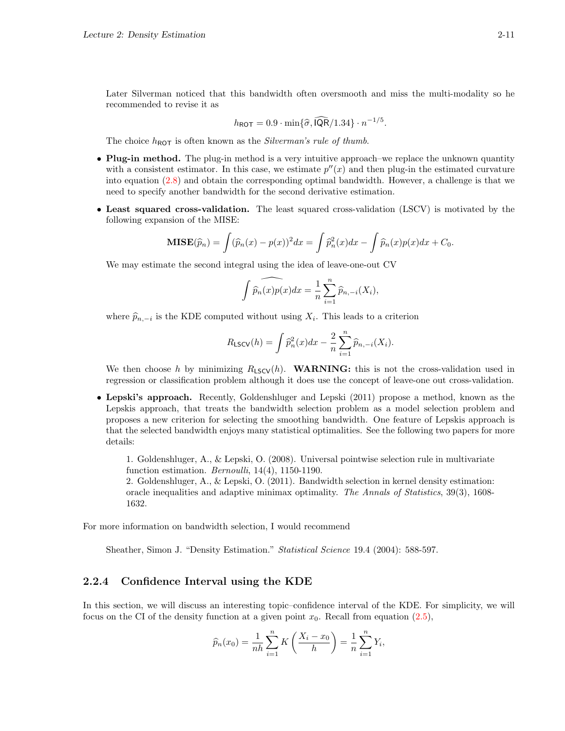Later Silverman noticed that this bandwidth often oversmooth and miss the multi-modality so he recommended to revise it as

$$h_{\mathsf{ROT}} = 0.9 \cdot \min\{\widehat{\sigma}, \widehat{\mathsf{IQR}}/1.34\} \cdot n^{-1/5}.$$

The choice $h_{\mathsf{ROT}}$ is often known as the *Silverman's rule of thumb*.

- **Plug-in method.** The plug-in method is a very intuitive approach–we replace the unknown quantity with a consistent estimator. In this case, we estimate $p''(x)$ and then plug-in the estimated curvature into equation (2.8) and obtain the corresponding optimal bandwidth. However, a challenge is that we need to specify another bandwidth for the second derivative estimation.

- **Least squared cross-validation.** The least squared cross-validation (LSCV) is motivated by the following expansion of the MISE:

$$\mathbf{MISE}(\widehat{p}_n) = \int (\widehat{p}_n(x) - p(x))^2 dx = \int \widehat{p}_n^2(x) dx - \int \widehat{p}_n(x) p(x) dx + C_0.$$

  We may estimate the second integral using the idea of leave-one-out CV

$$\widehat{\int \widehat{p}_n(x) p(x) dx} = \frac{1}{n} \sum_{i=1}^n \widehat{p}_{n,-i}(X_i),$$

  where $\widehat{p}_{n,-i}$ is the KDE computed without using $X_i$. This leads to a criterion

$$R_{\mathsf{LSCV}}(h) = \int \widehat{p}_n^2(x) dx - \frac{2}{n} \sum_{i=1}^n \widehat{p}_{n,-i}(X_i).$$

  We then choose $h$ by minimizing $R_{\mathsf{LSCV}}(h)$. **WARNING:** this is not the cross-validation used in regression or classification problem although it does use the concept of leave-one out cross-validation.

- **Lepski's approach.** Recently, Goldenshluger and Lepski (2011) propose a method, known as the Lepskis approach, that treats the bandwidth selection problem as a model selection problem and proposes a new criterion for selecting the smoothing bandwidth. One feature of Lepskis approach is that the selected bandwidth enjoys many statistical optimalities. See the following two papers for more details:

  1. Goldenshluger, A., & Lepski, O. (2008). Universal pointwise selection rule in multivariate function estimation. *Bernoulli*, 14(4), 1150-1190.
  2. Goldenshluger, A., & Lepski, O. (2011). Bandwidth selection in kernel density estimation: oracle inequalities and adaptive minimax optimality. *The Annals of Statistics*, 39(3), 1608-1632.

For more information on bandwidth selection, I would recommend

Sheather, Simon J. "Density Estimation." *Statistical Science* 19.4 (2004): 588-597.

### 2.2.4 Confidence Interval using the KDE

In this section, we will discuss an interesting topic–confidence interval of the KDE. For simplicity, we will focus on the CI of the density function at a given point $x_0$. Recall from equation (2.5),

$$\widehat{p}_n(x_0) = \frac{1}{nh} \sum_{i=1}^n K\left(\frac{X_i - x_0}{h}\right) = \frac{1}{n} \sum_{i=1}^n Y_i,$$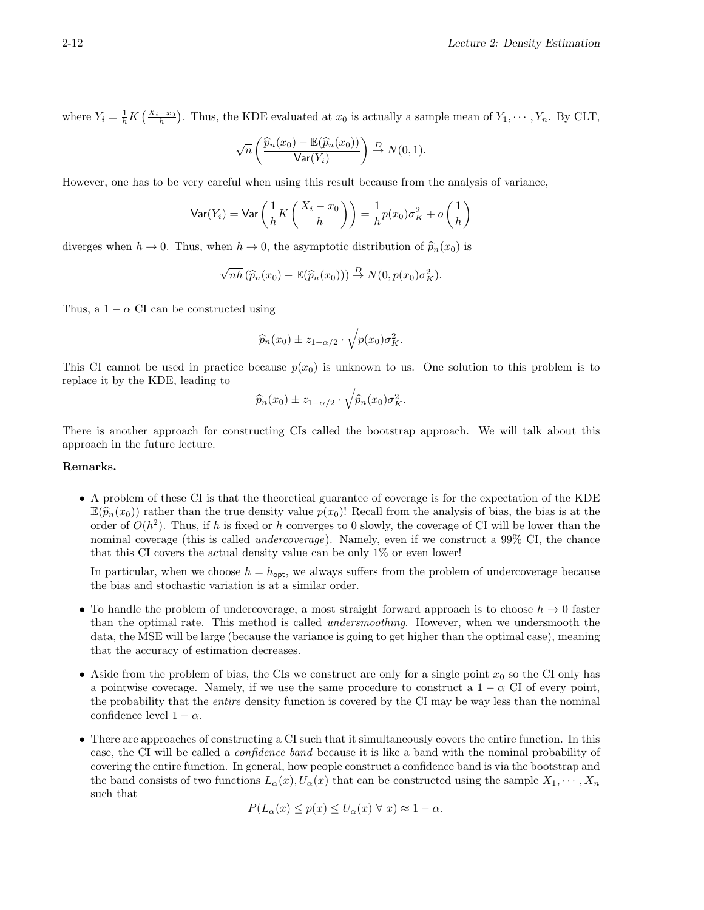where $Y_i = \frac{1}{h}K\left(\frac{X_i - x_0}{h}\right)$. Thus, the KDE evaluated at $x_0$ is actually a sample mean of $Y_1, \cdots, Y_n$. By CLT,

$$\sqrt{n}\left(\frac{\widehat{p}_n(x_0) - \mathbb{E}(\widehat{p}_n(x_0))}{\mathsf{Var}(Y_i)}\right) \xrightarrow{D} N(0,1).$$

However, one has to be very careful when using this result because from the analysis of variance,

$$\mathsf{Var}(Y_i) = \mathsf{Var}\left(\frac{1}{h}K\left(\frac{X_i - x_0}{h}\right)\right) = \frac{1}{h}p(x_0)\sigma_K^2 + o\left(\frac{1}{h}\right)$$

diverges when $h \to 0$. Thus, when $h \to 0$, the asymptotic distribution of $\widehat{p}_n(x_0)$ is

$$\sqrt{nh}\left(\widehat{p}_n(x_0) - \mathbb{E}(\widehat{p}_n(x_0))\right) \xrightarrow{D} N(0, p(x_0)\sigma_K^2).$$

Thus, a $1-\alpha$ CI can be constructed using

$$\widehat{p}_n(x_0) \pm z_{1-\alpha/2} \cdot \sqrt{p(x_0)\sigma_K^2}.$$

This CI cannot be used in practice because $p(x_0)$ is unknown to us. One solution to this problem is to replace it by the KDE, leading to

$$\widehat{p}_n(x_0) \pm z_{1-\alpha/2} \cdot \sqrt{\widehat{p}_n(x_0)\sigma_K^2}.$$

There is another approach for constructing CIs called the bootstrap approach. We will talk about this approach in the future lecture.

**Remarks.**

- A problem of these CI is that the theoretical guarantee of coverage is for the expectation of the KDE $\mathbb{E}(\widehat{p}_n(x_0))$ rather than the true density value $p(x_0)$! Recall from the analysis of bias, the bias is at the order of $O(h^2)$. Thus, if $h$ is fixed or $h$ converges to 0 slowly, the coverage of CI will be lower than the nominal coverage (this is called *undercoverage*). Namely, even if we construct a 99% CI, the chance that this CI covers the actual density value can be only 1% or even lower!

  In particular, when we choose $h = h_{\mathsf{opt}}$, we always suffers from the problem of undercoverage because the bias and stochastic variation is at a similar order.

- To handle the problem of undercoverage, a most straight forward approach is to choose $h \to 0$ faster than the optimal rate. This method is called *undersmoothing*. However, when we undersmooth the data, the MSE will be large (because the variance is going to get higher than the optimal case), meaning that the accuracy of estimation decreases.

- Aside from the problem of bias, the CIs we construct are only for a single point $x_0$ so the CI only has a pointwise coverage. Namely, if we use the same procedure to construct a $1-\alpha$ CI of every point, the probability that the *entire* density function is covered by the CI may be way less than the nominal confidence level $1-\alpha$.

- There are approaches of constructing a CI such that it simultaneously covers the entire function. In this case, the CI will be called a *confidence band* because it is like a band with the nominal probability of covering the entire function. In general, how people construct a confidence band is via the bootstrap and the band consists of two functions $L_\alpha(x), U_\alpha(x)$ that can be constructed using the sample $X_1, \cdots, X_n$ such that

$$P(L_\alpha(x) \leq p(x) \leq U_\alpha(x) \ \forall \ x) \approx 1-\alpha.$$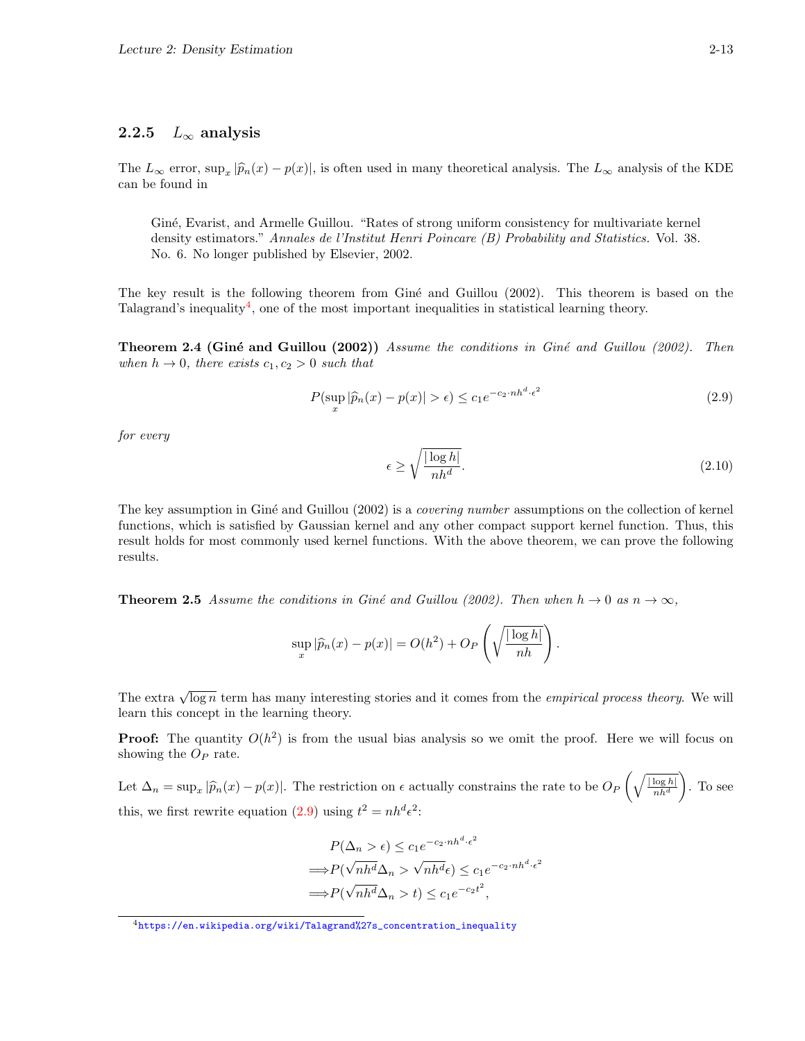### 2.2.5 $L_\infty$ analysis

The $L_\infty$ error, $\sup_x |\widehat{p}_n(x) - p(x)|$, is often used in many theoretical analysis. The $L_\infty$ analysis of the KDE can be found in

> Giné, Evarist, and Armelle Guillou. "Rates of strong uniform consistency for multivariate kernel density estimators." *Annales de l'Institut Henri Poincare (B) Probability and Statistics.* Vol. 38. No. 6. No longer published by Elsevier, 2002.

The key result is the following theorem from Giné and Guillou (2002). This theorem is based on the Talagrand's inequality[4], one of the most important inequalities in statistical learning theory.

**Theorem 2.4 (Giné and Guillou (2002))** *Assume the conditions in Giné and Guillou (2002). Then when $h \to 0$, there exists $c_1, c_2 > 0$ such that*

$$P(\sup_x |\widehat{p}_n(x) - p(x)| > \epsilon) \leq c_1 e^{-c_2 \cdot nh^d \cdot \epsilon^2} \tag{2.9}$$

*for every*

$$\epsilon \geq \sqrt{\frac{|\log h|}{nh^d}}. \tag{2.10}$$

The key assumption in Giné and Guillou (2002) is a *covering number* assumptions on the collection of kernel functions, which is satisfied by Gaussian kernel and any other compact support kernel function. Thus, this result holds for most commonly used kernel functions. With the above theorem, we can prove the following results.

**Theorem 2.5** *Assume the conditions in Giné and Guillou (2002). Then when $h \to 0$ as $n \to \infty$,*

$$\sup_x |\widehat{p}_n(x) - p(x)| = O(h^2) + O_P\left(\sqrt{\frac{|\log h|}{nh}}\right).$$

The extra $\sqrt{\log n}$ term has many interesting stories and it comes from the *empirical process theory*. We will learn this concept in the learning theory.

**Proof:** The quantity $O(h^2)$ is from the usual bias analysis so we omit the proof. Here we will focus on showing the $O_P$ rate.

Let $\Delta_n = \sup_x |\widehat{p}_n(x) - p(x)|$. The restriction on $\epsilon$ actually constrains the rate to be $O_P\left(\sqrt{\frac{|\log h|}{nh^d}}\right)$. To see this, we first rewrite equation (2.9) using $t^2 = nh^d\epsilon^2$:

$$\begin{aligned}
&P(\Delta_n > \epsilon) \leq c_1 e^{-c_2 \cdot nh^d \cdot \epsilon^2} \\
\Longrightarrow &P(\sqrt{nh^d}\Delta_n > \sqrt{nh^d}\epsilon) \leq c_1 e^{-c_2 \cdot nh^d \cdot \epsilon^2} \\
\Longrightarrow &P(\sqrt{nh^d}\Delta_n > t) \leq c_1 e^{-c_2 t^2},
\end{aligned}$$

[4] https://en.wikipedia.org/wiki/Talagrand%27s_concentration_inequality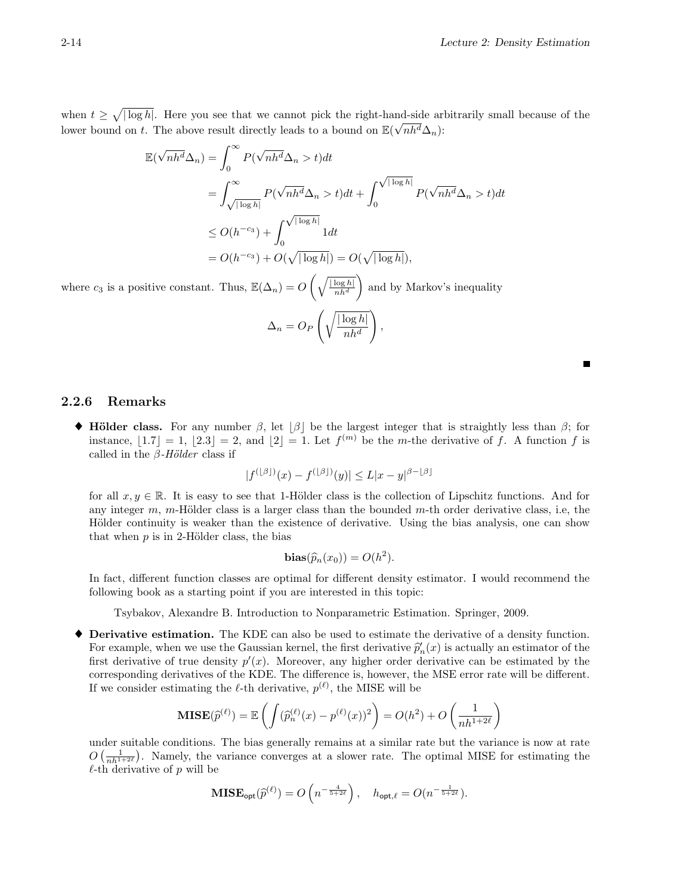when $t \geq \sqrt{|\log h|}$. Here you see that we cannot pick the right-hand-side arbitrarily small because of the lower bound on $t$. The above result directly leads to a bound on $\mathbb{E}(\sqrt{nh^d}\Delta_n)$:

$$
\begin{aligned}
\mathbb{E}(\sqrt{nh^d}\Delta_n) &= \int_0^\infty P(\sqrt{nh^d}\Delta_n > t)dt \\
&= \int_{\sqrt{|\log h|}}^\infty P(\sqrt{nh^d}\Delta_n > t)dt + \int_0^{\sqrt{|\log h|}} P(\sqrt{nh^d}\Delta_n > t)dt \\
&\leq O(h^{-c_3}) + \int_0^{\sqrt{|\log h|}} 1dt \\
&= O(h^{-c_3}) + O(\sqrt{|\log h|}) = O(\sqrt{|\log h|}),
\end{aligned}
$$

where $c_3$ is a positive constant. Thus, $\mathbb{E}(\Delta_n) = O\left(\sqrt{\frac{|\log h|}{nh^d}}\right)$ and by Markov's inequality

$$
\Delta_n = O_P\left(\sqrt{\frac{|\log h|}{nh^d}}\right),
$$

■

### 2.2.6 Remarks

- **Hölder class.** For any number $\beta$, let $\lfloor \beta \rfloor$ be the largest integer that is straightly less than $\beta$; for instance, $\lfloor 1.7 \rfloor = 1$, $\lfloor 2.3 \rfloor = 2$, and $\lfloor 2 \rfloor = 1$. Let $f^{(m)}$ be the $m$-the derivative of $f$. A function $f$ is called in the *$\beta$-Hölder* class if

  $$
  |f^{(\lfloor \beta \rfloor)}(x) - f^{(\lfloor \beta \rfloor)}(y)| \leq L|x-y|^{\beta - \lfloor \beta \rfloor}
  $$

  for all $x, y \in \mathbb{R}$. It is easy to see that 1-Hölder class is the collection of Lipschitz functions. And for any integer $m$, $m$-Hölder class is a larger class than the bounded $m$-th order derivative class, i.e, the Hölder continuity is weaker than the existence of derivative. Using the bias analysis, one can show that when $p$ is in 2-Hölder class, the bias

  $$
  \textbf{bias}(\widehat{p}_n(x_0)) = O(h^2).
  $$

  In fact, different function classes are optimal for different density estimator. I would recommend the following book as a starting point if you are interested in this topic:

  Tsybakov, Alexandre B. Introduction to Nonparametric Estimation. Springer, 2009.

- **Derivative estimation.** The KDE can also be used to estimate the derivative of a density function. For example, when we use the Gaussian kernel, the first derivative $\widehat{p}_n'(x)$ is actually an estimator of the first derivative of true density $p'(x)$. Moreover, any higher order derivative can be estimated by the corresponding derivatives of the KDE. The difference is, however, the MSE error rate will be different. If we consider estimating the $\ell$-th derivative, $p^{(\ell)}$, the MISE will be

  $$
  \textbf{MISE}(\widehat{p}^{(\ell)}) = \mathbb{E}\left(\int (\widehat{p}_n^{(\ell)}(x) - p^{(\ell)}(x))^2\right) = O(h^2) + O\left(\frac{1}{nh^{1+2\ell}}\right)
  $$

  under suitable conditions. The bias generally remains at a similar rate but the variance is now at rate $O\left(\frac{1}{nh^{1+2\ell}}\right)$. Namely, the variance converges at a slower rate. The optimal MISE for estimating the $\ell$-th derivative of $p$ will be

  $$
  \textbf{MISE}_{\mathsf{opt}}(\widehat{p}^{(\ell)}) = O\left(n^{-\frac{4}{5+2\ell}}\right), \quad h_{\mathsf{opt},\ell} = O(n^{-\frac{1}{5+2\ell}}).
  $$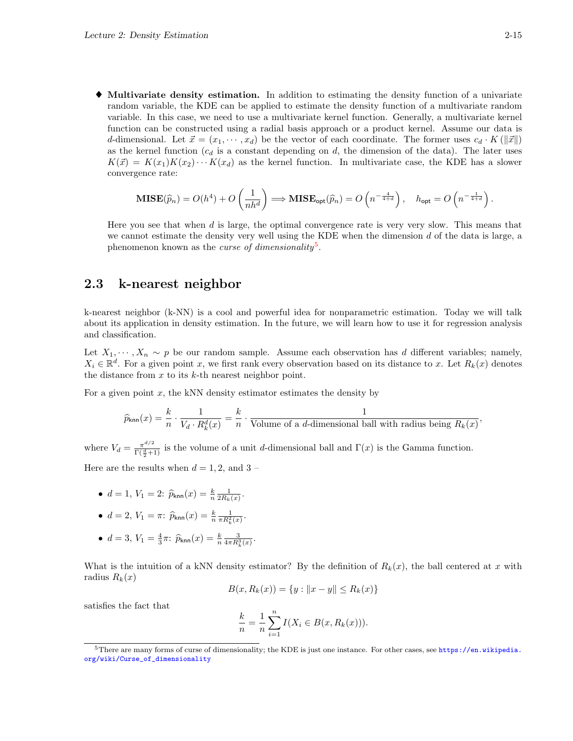- ◆ **Multivariate density estimation.** In addition to estimating the density function of a univariate random variable, the KDE can be applied to estimate the density function of a multivariate random variable. In this case, we need to use a multivariate kernel function. Generally, a multivariate kernel function can be constructed using a radial basis approach or a product kernel. Assume our data is $d$-dimensional. Let $\vec{x} = (x_1, \cdots, x_d)$ be the vector of each coordinate. The former uses $c_d \cdot K(\|\vec{x}\|)$ as the kernel function ($c_d$ is a constant depending on $d$, the dimension of the data). The later uses $K(\vec{x}) = K(x_1)K(x_2)\cdots K(x_d)$ as the kernel function. In multivariate case, the KDE has a slower convergence rate:

  $$\mathbf{MISE}(\widehat{p}_n) = O(h^4) + O\left(\frac{1}{nh^d}\right) \Longrightarrow \mathbf{MISE}_{\mathsf{opt}}(\widehat{p}_n) = O\left(n^{-\frac{4}{4+d}}\right), \quad h_{\mathsf{opt}} = O\left(n^{-\frac{1}{4+d}}\right).$$

  Here you see that when $d$ is large, the optimal convergence rate is very very slow. This means that we cannot estimate the density very well using the KDE when the dimension $d$ of the data is large, a phenomenon known as the *curse of dimensionality*[5].

## 2.3 k-nearest neighbor

k-nearest neighbor (k-NN) is a cool and powerful idea for nonparametric estimation. Today we will talk about its application in density estimation. In the future, we will learn how to use it for regression analysis and classification.

Let $X_1, \cdots, X_n \sim p$ be our random sample. Assume each observation has $d$ different variables; namely, $X_i \in \mathbb{R}^d$. For a given point $x$, we first rank every observation based on its distance to $x$. Let $R_k(x)$ denotes the distance from $x$ to its $k$-th nearest neighbor point.

For a given point $x$, the kNN density estimator estimates the density by

$$\widehat{p}_{\mathsf{knn}}(x) = \frac{k}{n} \cdot \frac{1}{V_d \cdot R_k^d(x)} = \frac{k}{n} \cdot \frac{1}{\text{Volume of a } d\text{-dimensional ball with radius being } R_k(x)},$$

where $V_d = \frac{\pi^{d/2}}{\Gamma(\frac{d}{2}+1)}$ is the volume of a unit $d$-dimensional ball and $\Gamma(x)$ is the Gamma function.

Here are the results when $d = 1, 2$, and $3$ –

- $d = 1$, $V_1 = 2$: $\widehat{p}_{\mathsf{knn}}(x) = \frac{k}{n}\frac{1}{2R_k(x)}$.
- $d = 2$, $V_1 = \pi$: $\widehat{p}_{\mathsf{knn}}(x) = \frac{k}{n}\frac{1}{\pi R_k^2(x)}$.
- $d = 3$, $V_1 = \frac{4}{3}\pi$: $\widehat{p}_{\mathsf{knn}}(x) = \frac{k}{n}\frac{3}{4\pi R_k^3(x)}$.

What is the intuition of a kNN density estimator? By the definition of $R_k(x)$, the ball centered at $x$ with radius $R_k(x)$

$$B(x, R_k(x)) = \{y : \|x - y\| \le R_k(x)\}$$

satisfies the fact that

$$\frac{k}{n} = \frac{1}{n}\sum_{i=1}^{n} I(X_i \in B(x, R_k(x))).$$

[5] There are many forms of curse of dimensionality; the KDE is just one instance. For other cases, see https://en.wikipedia.org/wiki/Curse_of_dimensionality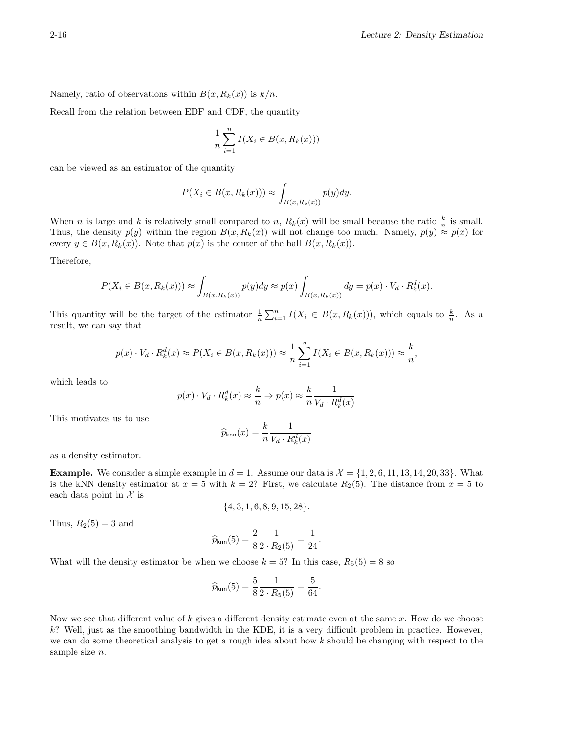Namely, ratio of observations within $B(x, R_k(x))$ is $k/n$.

Recall from the relation between EDF and CDF, the quantity

$$\frac{1}{n}\sum_{i=1}^{n} I(X_i \in B(x, R_k(x)))$$

can be viewed as an estimator of the quantity

$$P(X_i \in B(x, R_k(x))) \approx \int_{B(x,R_k(x))} p(y)dy.$$

When $n$ is large and $k$ is relatively small compared to $n$, $R_k(x)$ will be small because the ratio $\frac{k}{n}$ is small. Thus, the density $p(y)$ within the region $B(x, R_k(x))$ will not change too much. Namely, $p(y) \approx p(x)$ for every $y \in B(x, R_k(x))$. Note that $p(x)$ is the center of the ball $B(x, R_k(x))$.

Therefore,

$$P(X_i \in B(x, R_k(x))) \approx \int_{B(x,R_k(x))} p(y)dy \approx p(x) \int_{B(x,R_k(x))} dy = p(x) \cdot V_d \cdot R_k^d(x).$$

This quantity will be the target of the estimator $\frac{1}{n}\sum_{i=1}^{n} I(X_i \in B(x, R_k(x)))$, which equals to $\frac{k}{n}$. As a result, we can say that

$$p(x) \cdot V_d \cdot R_k^d(x) \approx P(X_i \in B(x, R_k(x))) \approx \frac{1}{n}\sum_{i=1}^{n} I(X_i \in B(x, R_k(x))) \approx \frac{k}{n},$$

which leads to

$$p(x) \cdot V_d \cdot R_k^d(x) \approx \frac{k}{n} \Rightarrow p(x) \approx \frac{k}{n} \frac{1}{V_d \cdot R_k^d(x)}$$

This motivates us to use

$$\widehat{p}_{\mathsf{knn}}(x) = \frac{k}{n} \frac{1}{V_d \cdot R_k^d(x)}$$

as a density estimator.

**Example.** We consider a simple example in $d = 1$. Assume our data is $\mathcal{X} = \{1, 2, 6, 11, 13, 14, 20, 33\}$. What is the kNN density estimator at $x = 5$ with $k = 2$? First, we calculate $R_2(5)$. The distance from $x = 5$ to each data point in $\mathcal{X}$ is

$$\{4, 3, 1, 6, 8, 9, 15, 28\}.$$

Thus, $R_2(5) = 3$ and

$$\widehat{p}_{\mathsf{knn}}(5) = \frac{2}{8} \frac{1}{2 \cdot R_2(5)} = \frac{1}{24}.$$

What will the density estimator be when we choose $k = 5$? In this case, $R_5(5) = 8$ so

$$\widehat{p}_{\mathsf{knn}}(5) = \frac{5}{8} \frac{1}{2 \cdot R_5(5)} = \frac{5}{64}.$$

Now we see that different value of $k$ gives a different density estimate even at the same $x$. How do we choose $k$? Well, just as the smoothing bandwidth in the KDE, it is a very difficult problem in practice. However, we can do some theoretical analysis to get a rough idea about how $k$ should be changing with respect to the sample size $n$.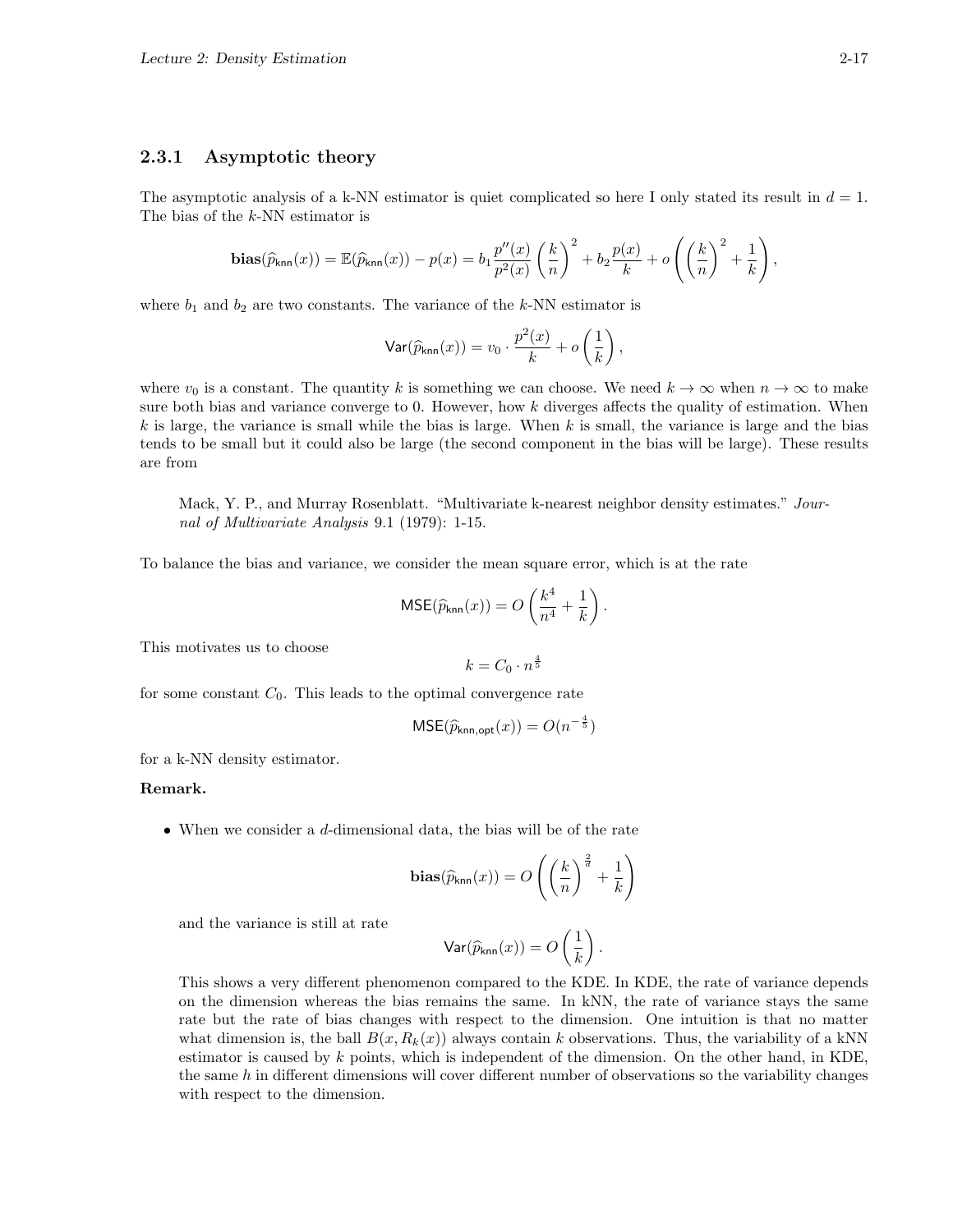### 2.3.1 Asymptotic theory

The asymptotic analysis of a k-NN estimator is quiet complicated so here I only stated its result in $d = 1$. The bias of the $k$-NN estimator is

$$\mathbf{bias}(\widehat{p}_{\mathsf{knn}}(x)) = \mathbb{E}(\widehat{p}_{\mathsf{knn}}(x)) - p(x) = b_1 \frac{p''(x)}{p^2(x)} \left(\frac{k}{n}\right)^2 + b_2 \frac{p(x)}{k} + o\left(\left(\frac{k}{n}\right)^2 + \frac{1}{k}\right),$$

where $b_1$ and $b_2$ are two constants. The variance of the $k$-NN estimator is

$$\mathsf{Var}(\widehat{p}_{\mathsf{knn}}(x)) = v_0 \cdot \frac{p^2(x)}{k} + o\left(\frac{1}{k}\right),$$

where $v_0$ is a constant. The quantity $k$ is something we can choose. We need $k \to \infty$ when $n \to \infty$ to make sure both bias and variance converge to 0. However, how $k$ diverges affects the quality of estimation. When $k$ is large, the variance is small while the bias is large. When $k$ is small, the variance is large and the bias tends to be small but it could also be large (the second component in the bias will be large). These results are from

> Mack, Y. P., and Murray Rosenblatt. "Multivariate k-nearest neighbor density estimates." *Journal of Multivariate Analysis* 9.1 (1979): 1-15.

To balance the bias and variance, we consider the mean square error, which is at the rate

$$\mathsf{MSE}(\widehat{p}_{\mathsf{knn}}(x)) = O\left(\frac{k^4}{n^4} + \frac{1}{k}\right).$$

This motivates us to choose

$$k = C_0 \cdot n^{\frac{4}{5}}$$

for some constant $C_0$. This leads to the optimal convergence rate

$$\mathsf{MSE}(\widehat{p}_{\mathsf{knn,opt}}(x)) = O(n^{-\frac{4}{5}})$$

for a k-NN density estimator.

**Remark.**

- When we consider a $d$-dimensional data, the bias will be of the rate

$$\mathbf{bias}(\widehat{p}_{\mathsf{knn}}(x)) = O\left(\left(\frac{k}{n}\right)^{\frac{2}{d}} + \frac{1}{k}\right)$$

  and the variance is still at rate

$$\mathsf{Var}(\widehat{p}_{\mathsf{knn}}(x)) = O\left(\frac{1}{k}\right).$$

  This shows a very different phenomenon compared to the KDE. In KDE, the rate of variance depends on the dimension whereas the bias remains the same. In kNN, the rate of variance stays the same rate but the rate of bias changes with respect to the dimension. One intuition is that no matter what dimension is, the ball $B(x, R_k(x))$ always contain $k$ observations. Thus, the variability of a kNN estimator is caused by $k$ points, which is independent of the dimension. On the other hand, in KDE, the same $h$ in different dimensions will cover different number of observations so the variability changes with respect to the dimension.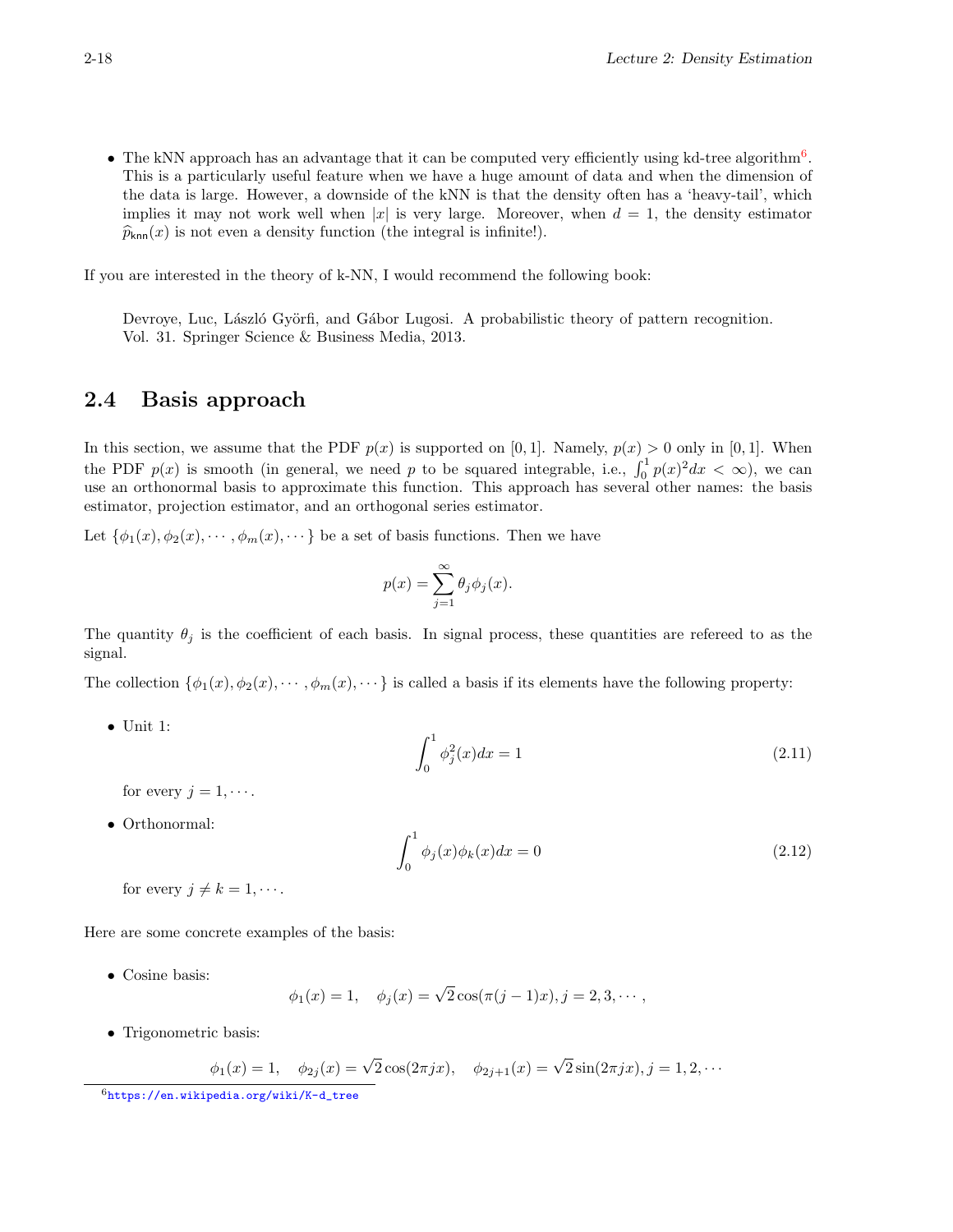- The kNN approach has an advantage that it can be computed very efficiently using kd-tree algorithm[6]. This is a particularly useful feature when we have a huge amount of data and when the dimension of the data is large. However, a downside of the kNN is that the density often has a 'heavy-tail', which implies it may not work well when $|x|$ is very large. Moreover, when $d = 1$, the density estimator $\widehat{p}_{\mathsf{knn}}(x)$ is not even a density function (the integral is infinite!).

If you are interested in the theory of k-NN, I would recommend the following book:

> Devroye, Luc, László Györfi, and Gábor Lugosi. A probabilistic theory of pattern recognition. Vol. 31. Springer Science & Business Media, 2013.

## 2.4 Basis approach

In this section, we assume that the PDF $p(x)$ is supported on $[0, 1]$. Namely, $p(x) > 0$ only in $[0, 1]$. When the PDF $p(x)$ is smooth (in general, we need $p$ to be squared integrable, i.e., $\int_0^1 p(x)^2 dx < \infty$), we can use an orthonormal basis to approximate this function. This approach has several other names: the basis estimator, projection estimator, and an orthogonal series estimator.

Let $\{\phi_1(x), \phi_2(x), \cdots, \phi_m(x), \cdots\}$ be a set of basis functions. Then we have

$$p(x) = \sum_{j=1}^{\infty} \theta_j \phi_j(x).$$

The quantity $\theta_j$ is the coefficient of each basis. In signal process, these quantities are refereed to as the signal.

The collection $\{\phi_1(x), \phi_2(x), \cdots, \phi_m(x), \cdots\}$ is called a basis if its elements have the following property:

- Unit 1:
$$\int_0^1 \phi_j^2(x) dx = 1 \tag{2.11}$$
for every $j = 1, \cdots$.

- Orthonormal:
$$\int_0^1 \phi_j(x)\phi_k(x) dx = 0 \tag{2.12}$$
for every $j \neq k = 1, \cdots$.

Here are some concrete examples of the basis:

- Cosine basis:
$$\phi_1(x) = 1, \quad \phi_j(x) = \sqrt{2}\cos(\pi(j-1)x), j = 2, 3, \cdots,$$

- Trigonometric basis:
$$\phi_1(x) = 1, \quad \phi_{2j}(x) = \sqrt{2}\cos(2\pi jx), \quad \phi_{2j+1}(x) = \sqrt{2}\sin(2\pi jx), j = 1, 2, \cdots$$

[6] https://en.wikipedia.org/wiki/K-d_tree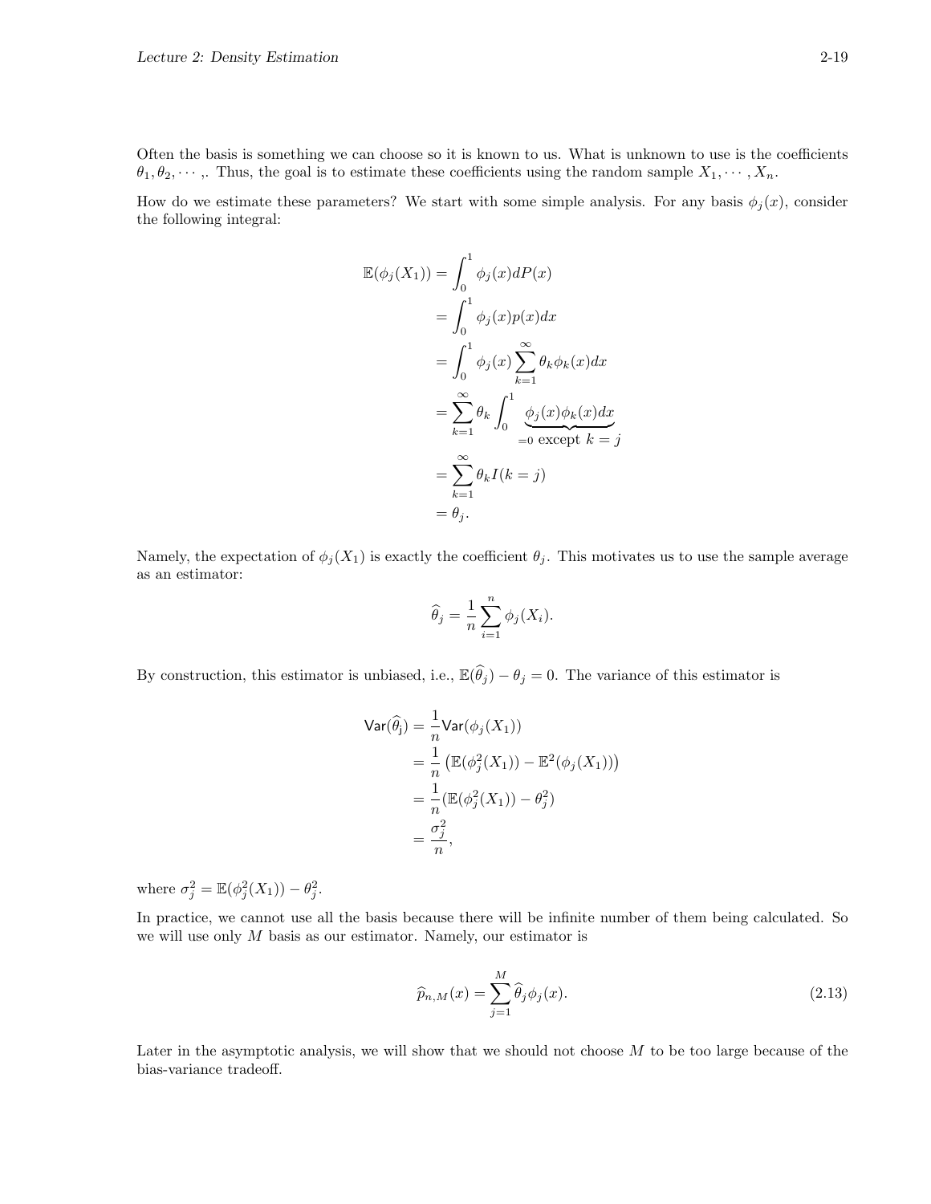Often the basis is something we can choose so it is known to us. What is unknown to use is the coefficients $\theta_1, \theta_2, \cdots,$. Thus, the goal is to estimate these coefficients using the random sample $X_1, \cdots, X_n$.

How do we estimate these parameters? We start with some simple analysis. For any basis $\phi_j(x)$, consider the following integral:

$$
\begin{aligned}
\mathbb{E}(\phi_j(X_1)) &= \int_0^1 \phi_j(x) dP(x) \\
&= \int_0^1 \phi_j(x) p(x) dx \\
&= \int_0^1 \phi_j(x) \sum_{k=1}^{\infty} \theta_k \phi_k(x) dx \\
&= \sum_{k=1}^{\infty} \theta_k \int_0^1 \underbrace{\phi_j(x)\phi_k(x)dx}_{=0 \text{ except } k=j} \\
&= \sum_{k=1}^{\infty} \theta_k I(k=j) \\
&= \theta_j.
\end{aligned}
$$

Namely, the expectation of $\phi_j(X_1)$ is exactly the coefficient $\theta_j$. This motivates us to use the sample average as an estimator:

$$
\widehat{\theta}_j = \frac{1}{n}\sum_{i=1}^{n} \phi_j(X_i).
$$

By construction, this estimator is unbiased, i.e., $\mathbb{E}(\widehat{\theta}_j) - \theta_j = 0$. The variance of this estimator is

$$
\begin{aligned}
\mathsf{Var}(\widehat{\theta}_j) &= \frac{1}{n}\mathsf{Var}(\phi_j(X_1)) \\
&= \frac{1}{n}\left(\mathbb{E}(\phi_j^2(X_1)) - \mathbb{E}^2(\phi_j(X_1))\right) \\
&= \frac{1}{n}(\mathbb{E}(\phi_j^2(X_1)) - \theta_j^2) \\
&= \frac{\sigma_j^2}{n},
\end{aligned}
$$

where $\sigma_j^2 = \mathbb{E}(\phi_j^2(X_1)) - \theta_j^2$.

In practice, we cannot use all the basis because there will be infinite number of them being calculated. So we will use only $M$ basis as our estimator. Namely, our estimator is

$$
\widehat{p}_{n,M}(x) = \sum_{j=1}^{M} \widehat{\theta}_j \phi_j(x). \tag{2.13}
$$

Later in the asymptotic analysis, we will show that we should not choose $M$ to be too large because of the bias-variance tradeoff.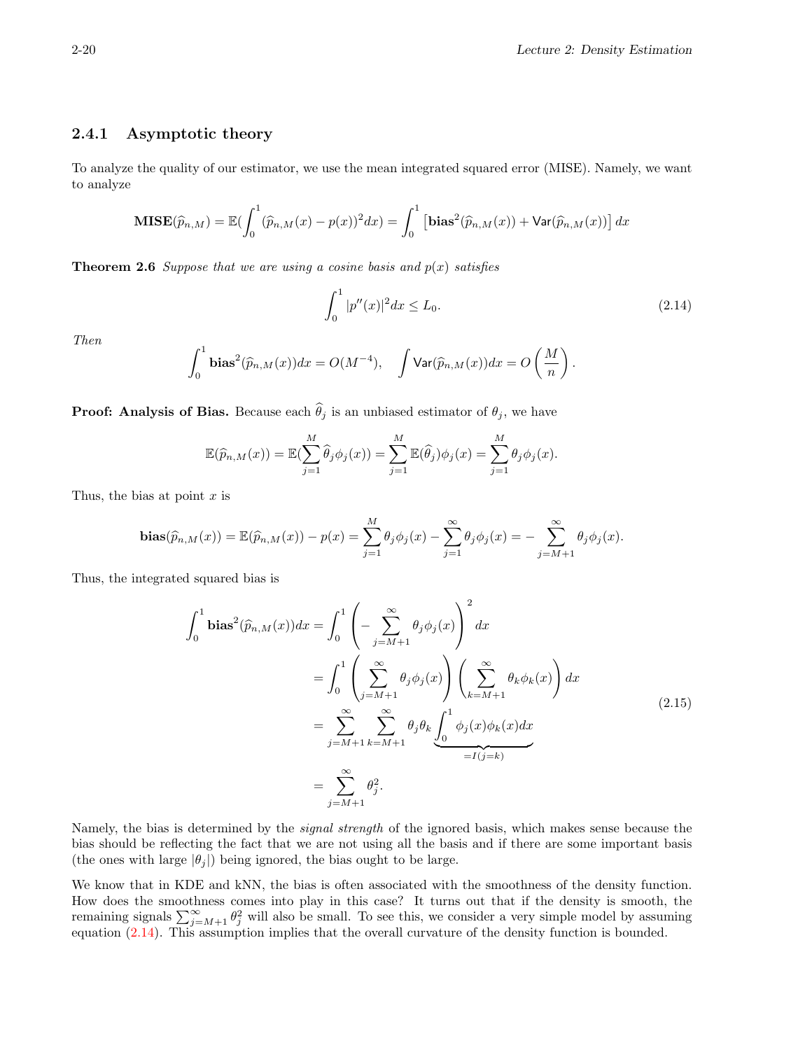### 2.4.1 Asymptotic theory

To analyze the quality of our estimator, we use the mean integrated squared error (MISE). Namely, we want to analyze

$$\mathbf{MISE}(\widehat{p}_{n,M}) = \mathbb{E}(\int_0^1 (\widehat{p}_{n,M}(x) - p(x))^2 dx) = \int_0^1 \left[\mathbf{bias}^2(\widehat{p}_{n,M}(x)) + \mathsf{Var}(\widehat{p}_{n,M}(x))\right] dx$$

**Theorem 2.6** *Suppose that we are using a cosine basis and $p(x)$ satisfies*

$$\int_0^1 |p''(x)|^2 dx \leq L_0. \tag{2.14}$$

*Then*

$$\int_0^1 \mathbf{bias}^2(\widehat{p}_{n,M}(x))dx = O(M^{-4}), \quad \int \mathsf{Var}(\widehat{p}_{n,M}(x))dx = O\left(\frac{M}{n}\right).$$

**Proof: Analysis of Bias.** Because each $\widehat{\theta}_j$ is an unbiased estimator of $\theta_j$, we have

$$\mathbb{E}(\widehat{p}_{n,M}(x)) = \mathbb{E}(\sum_{j=1}^M \widehat{\theta}_j \phi_j(x)) = \sum_{j=1}^M \mathbb{E}(\widehat{\theta}_j)\phi_j(x) = \sum_{j=1}^M \theta_j \phi_j(x).$$

Thus, the bias at point $x$ is

$$\mathbf{bias}(\widehat{p}_{n,M}(x)) = \mathbb{E}(\widehat{p}_{n,M}(x)) - p(x) = \sum_{j=1}^M \theta_j \phi_j(x) - \sum_{j=1}^\infty \theta_j \phi_j(x) = -\sum_{j=M+1}^\infty \theta_j \phi_j(x).$$

Thus, the integrated squared bias is

$$\begin{aligned}
\int_0^1 \mathbf{bias}^2(\widehat{p}_{n,M}(x))dx &= \int_0^1 \left(-\sum_{j=M+1}^\infty \theta_j \phi_j(x)\right)^2 dx \\
&= \int_0^1 \left(\sum_{j=M+1}^\infty \theta_j \phi_j(x)\right)\left(\sum_{k=M+1}^\infty \theta_k \phi_k(x)\right) dx \\
&= \sum_{j=M+1}^\infty \sum_{k=M+1}^\infty \theta_j \theta_k \underbrace{\int_0^1 \phi_j(x)\phi_k(x)dx}_{=I(j=k)} \\
&= \sum_{j=M+1}^\infty \theta_j^2.
\end{aligned} \tag{2.15}$$

Namely, the bias is determined by the *signal strength* of the ignored basis, which makes sense because the bias should be reflecting the fact that we are not using all the basis and if there are some important basis (the ones with large $|\theta_j|$) being ignored, the bias ought to be large.

We know that in KDE and kNN, the bias is often associated with the smoothness of the density function. How does the smoothness comes into play in this case? It turns out that if the density is smooth, the remaining signals $\sum_{j=M+1}^\infty \theta_j^2$ will also be small. To see this, we consider a very simple model by assuming equation (2.14). This assumption implies that the overall curvature of the density function is bounded.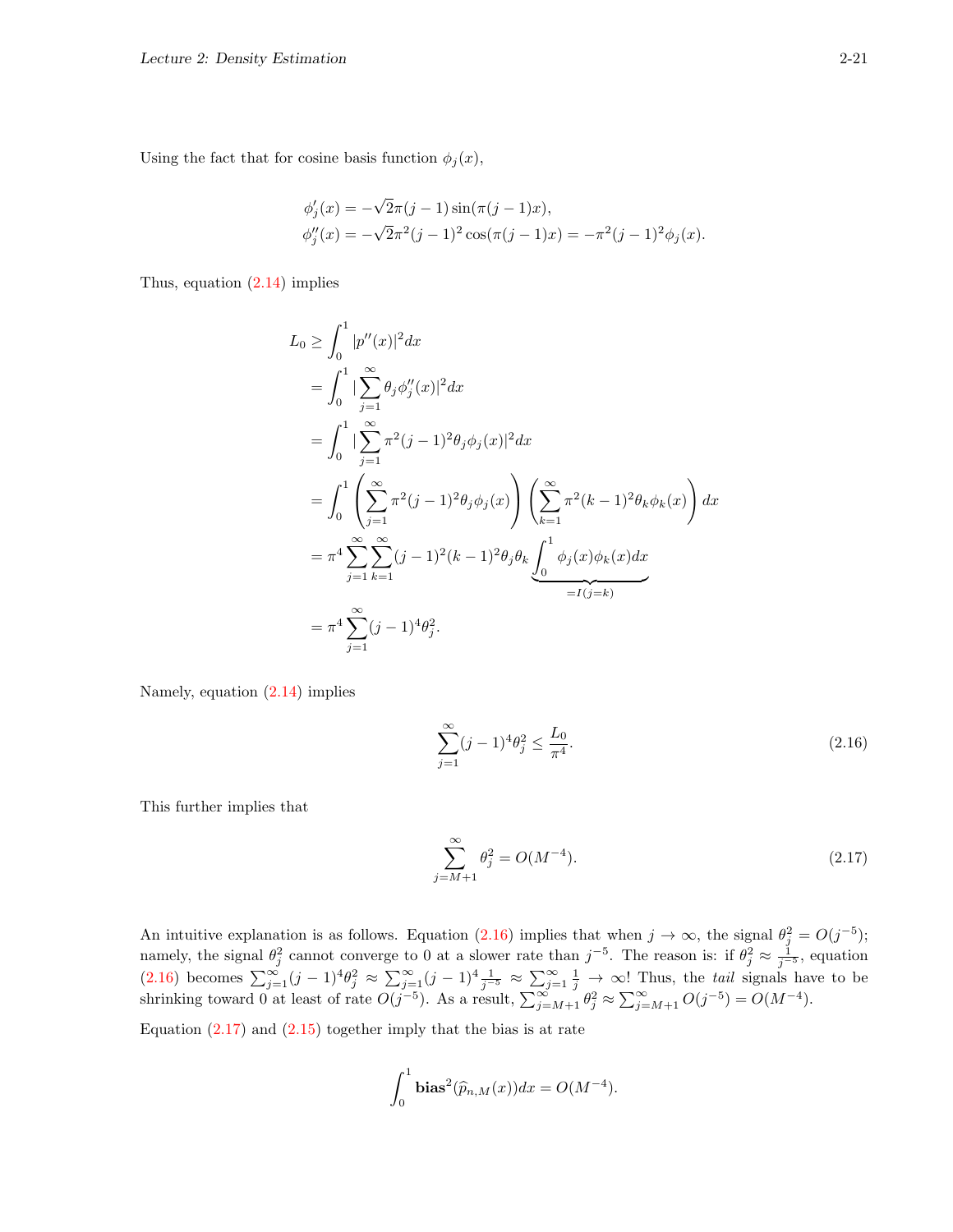Using the fact that for cosine basis function $\phi_j(x)$,

$$
\begin{aligned}
\phi_j'(x) &= -\sqrt{2}\pi(j-1)\sin(\pi(j-1)x),\\
\phi_j''(x) &= -\sqrt{2}\pi^2(j-1)^2\cos(\pi(j-1)x) = -\pi^2(j-1)^2\phi_j(x).
\end{aligned}
$$

Thus, equation (2.14) implies

$$
\begin{aligned}
L_0 &\geq \int_0^1 |p''(x)|^2 dx \\
&= \int_0^1 |\sum_{j=1}^{\infty} \theta_j \phi_j''(x)|^2 dx \\
&= \int_0^1 |\sum_{j=1}^{\infty} \pi^2(j-1)^2\theta_j \phi_j(x)|^2 dx \\
&= \int_0^1 \left(\sum_{j=1}^{\infty} \pi^2(j-1)^2\theta_j\phi_j(x)\right)\left(\sum_{k=1}^{\infty} \pi^2(k-1)^2\theta_k\phi_k(x)\right) dx \\
&= \pi^4 \sum_{j=1}^{\infty}\sum_{k=1}^{\infty}(j-1)^2(k-1)^2\theta_j\theta_k \underbrace{\int_0^1 \phi_j(x)\phi_k(x)dx}_{=I(j=k)} \\
&= \pi^4 \sum_{j=1}^{\infty}(j-1)^4\theta_j^2.
\end{aligned}
$$

Namely, equation (2.14) implies

$$
\sum_{j=1}^{\infty}(j-1)^4\theta_j^2 \leq \frac{L_0}{\pi^4}. \tag{2.16}
$$

This further implies that

$$
\sum_{j=M+1}^{\infty} \theta_j^2 = O(M^{-4}). \tag{2.17}
$$

An intuitive explanation is as follows. Equation (2.16) implies that when $j \to \infty$, the signal $\theta_j^2 = O(j^{-5})$; namely, the signal $\theta_j^2$ cannot converge to 0 at a slower rate than $j^{-5}$. The reason is: if $\theta_j^2 \approx \frac{1}{j^{-5}}$, equation (2.16) becomes $\sum_{j=1}^{\infty}(j-1)^4\theta_j^2 \approx \sum_{j=1}^{\infty}(j-1)^4\frac{1}{j^{-5}} \approx \sum_{j=1}^{\infty}\frac{1}{j} \to \infty$! Thus, the *tail* signals have to be shrinking toward 0 at least of rate $O(j^{-5})$. As a result, $\sum_{j=M+1}^{\infty}\theta_j^2 \approx \sum_{j=M+1}^{\infty} O(j^{-5}) = O(M^{-4})$.

Equation (2.17) and (2.15) together imply that the bias is at rate

$$
\int_0^1 \mathbf{bias}^2(\widehat{p}_{n,M}(x))dx = O(M^{-4}).
$$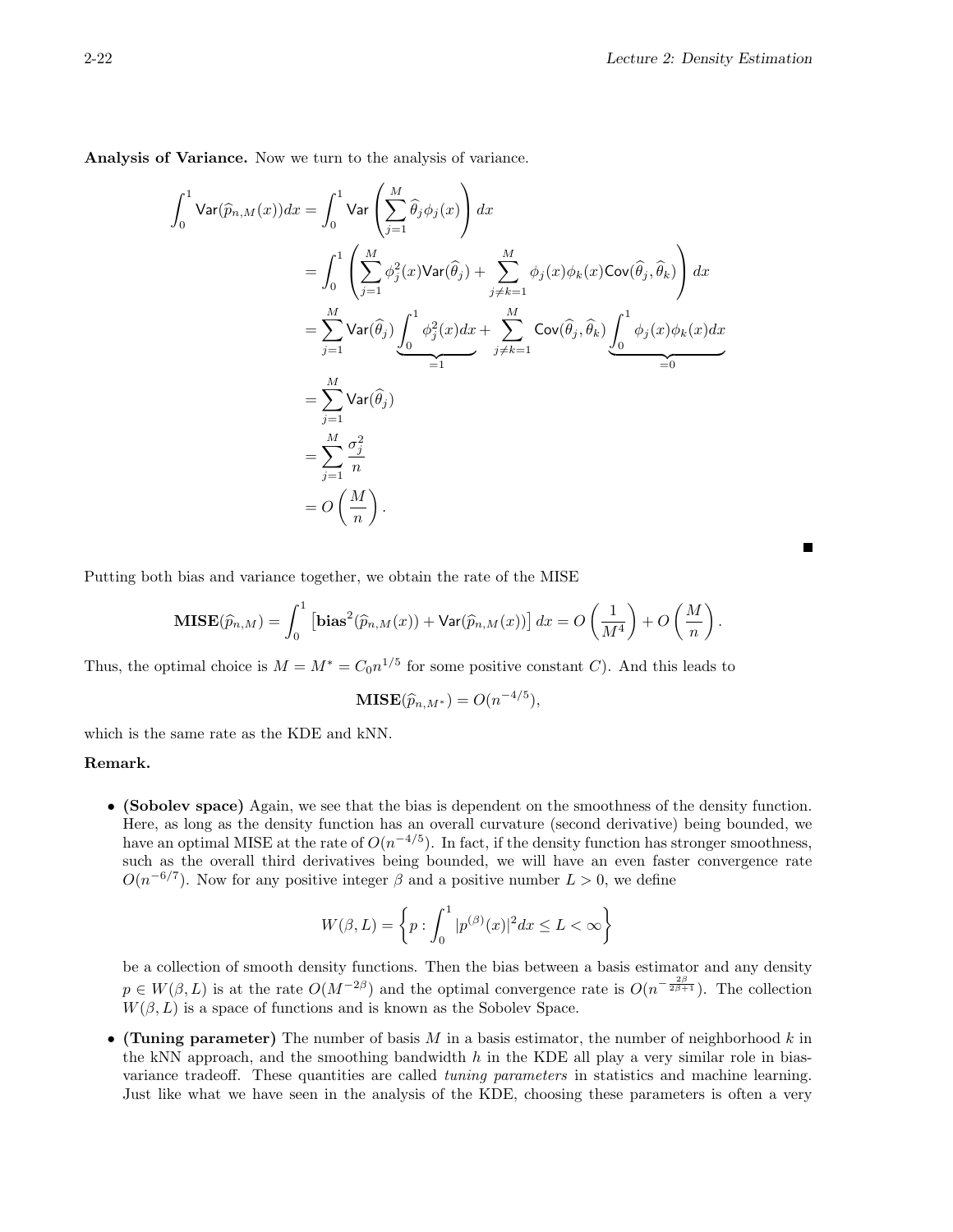**Analysis of Variance.** Now we turn to the analysis of variance.

$$
\begin{aligned}
\int_0^1 \mathsf{Var}(\widehat{p}_{n,M}(x))dx &= \int_0^1 \mathsf{Var}\left(\sum_{j=1}^M \widehat{\theta}_j \phi_j(x)\right) dx \\
&= \int_0^1 \left(\sum_{j=1}^M \phi_j^2(x)\mathsf{Var}(\widehat{\theta}_j) + \sum_{j\neq k=1}^M \phi_j(x)\phi_k(x)\mathsf{Cov}(\widehat{\theta}_j, \widehat{\theta}_k)\right) dx \\
&= \sum_{j=1}^M \mathsf{Var}(\widehat{\theta}_j) \underbrace{\int_0^1 \phi_j^2(x)dx}_{=1} + \sum_{j\neq k=1}^M \mathsf{Cov}(\widehat{\theta}_j, \widehat{\theta}_k) \underbrace{\int_0^1 \phi_j(x)\phi_k(x)dx}_{=0} \\
&= \sum_{j=1}^M \mathsf{Var}(\widehat{\theta}_j) \\
&= \sum_{j=1}^M \frac{\sigma_j^2}{n} \\
&= O\left(\frac{M}{n}\right).
\end{aligned}
$$

■

Putting both bias and variance together, we obtain the rate of the MISE

$$
\mathbf{MISE}(\widehat{p}_{n,M}) = \int_0^1 \left[\mathbf{bias}^2(\widehat{p}_{n,M}(x)) + \mathsf{Var}(\widehat{p}_{n,M}(x))\right] dx = O\left(\frac{1}{M^4}\right) + O\left(\frac{M}{n}\right).
$$

Thus, the optimal choice is $M = M^* = C_0 n^{1/5}$ for some positive constant $C$). And this leads to

$$
\mathbf{MISE}(\widehat{p}_{n,M^*}) = O(n^{-4/5}),
$$

which is the same rate as the KDE and kNN.

**Remark.**

- **(Sobolev space)** Again, we see that the bias is dependent on the smoothness of the density function. Here, as long as the density function has an overall curvature (second derivative) being bounded, we have an optimal MISE at the rate of $O(n^{-4/5})$. In fact, if the density function has stronger smoothness, such as the overall third derivatives being bounded, we will have an even faster convergence rate $O(n^{-6/7})$. Now for any positive integer $\beta$ and a positive number $L > 0$, we define

$$
W(\beta, L) = \left\{p : \int_0^1 |p^{(\beta)}(x)|^2 dx \leq L < \infty\right\}
$$

  be a collection of smooth density functions. Then the bias between a basis estimator and any density $p \in W(\beta, L)$ is at the rate $O(M^{-2\beta})$ and the optimal convergence rate is $O(n^{-\frac{2\beta}{2\beta+1}})$. The collection $W(\beta, L)$ is a space of functions and is known as the Sobolev Space.

- **(Tuning parameter)** The number of basis $M$ in a basis estimator, the number of neighborhood $k$ in the kNN approach, and the smoothing bandwidth $h$ in the KDE all play a very similar role in bias-variance tradeoff. These quantities are called *tuning parameters* in statistics and machine learning. Just like what we have seen in the analysis of the KDE, choosing these parameters is often a very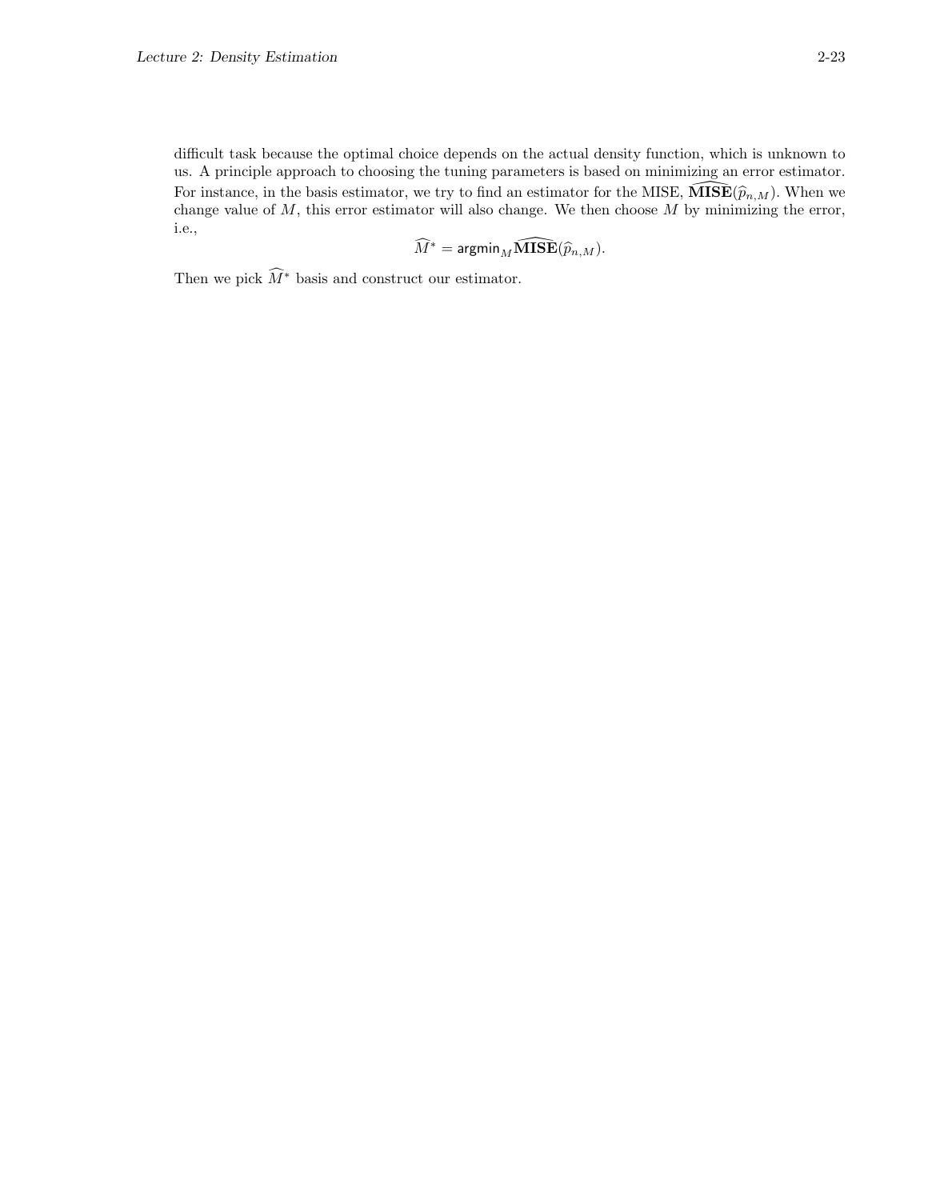difficult task because the optimal choice depends on the actual density function, which is unknown to us. A principle approach to choosing the tuning parameters is based on minimizing an error estimator. For instance, in the basis estimator, we try to find an estimator for the MISE, $\widehat{\mathbf{MISE}}(\widehat{p}_{n,M})$. When we change value of $M$, this error estimator will also change. We then choose $M$ by minimizing the error, i.e.,

$$\widehat{M}^* = \mathsf{argmin}_M \widehat{\mathbf{MISE}}(\widehat{p}_{n,M}).$$

Then we pick $\widehat{M}^*$ basis and construct our estimator.